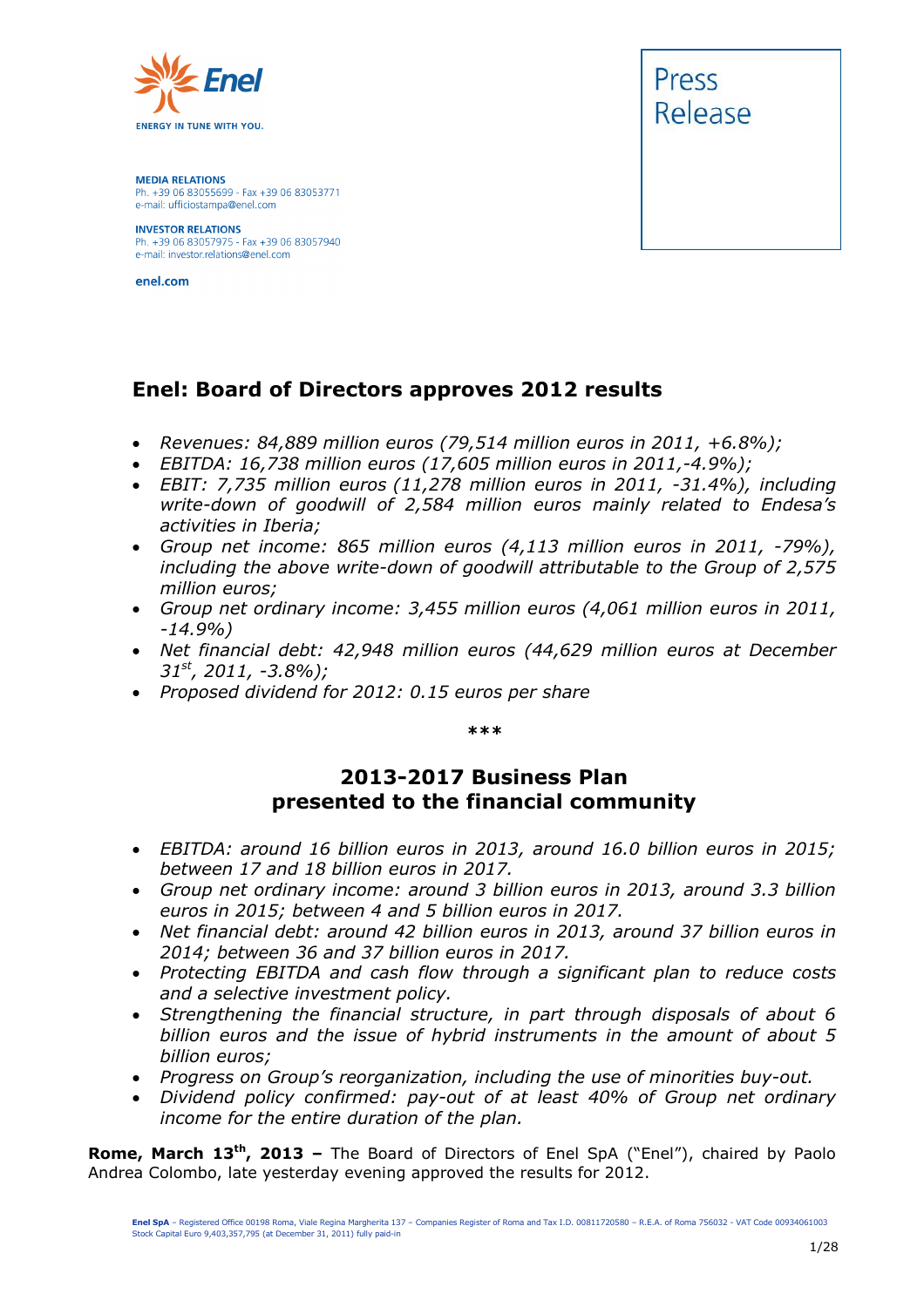Enel

ENERGY IN TUNE WITH YOU.

**MEDIA RELATIONS**
Ph. +39 06 83055699 - Fax +39 06 83053771
e-mail: ufficiostampa@enel.com

**INVESTOR RELATIONS**
Ph. +39 06 83057975 - Fax +39 06 83057940
e-mail: investor.relations@enel.com

**enel.com**

Press Release

# Enel: Board of Directors approves 2012 results

- *Revenues: 84,889 million euros (79,514 million euros in 2011, +6.8%);*
- *EBITDA: 16,738 million euros (17,605 million euros in 2011,-4.9%);*
- *EBIT: 7,735 million euros (11,278 million euros in 2011, -31.4%), including write-down of goodwill of 2,584 million euros mainly related to Endesa's activities in Iberia;*
- *Group net income: 865 million euros (4,113 million euros in 2011, -79%), including the above write-down of goodwill attributable to the Group of 2,575 million euros;*
- *Group net ordinary income: 3,455 million euros (4,061 million euros in 2011, -14.9%)*
- *Net financial debt: 42,948 million euros (44,629 million euros at December 31st, 2011, -3.8%);*
- *Proposed dividend for 2012: 0.15 euros per share*

\*\*\*

## 2013-2017 Business Plan presented to the financial community

- *EBITDA: around 16 billion euros in 2013, around 16.0 billion euros in 2015; between 17 and 18 billion euros in 2017.*
- *Group net ordinary income: around 3 billion euros in 2013, around 3.3 billion euros in 2015; between 4 and 5 billion euros in 2017.*
- *Net financial debt: around 42 billion euros in 2013, around 37 billion euros in 2014; between 36 and 37 billion euros in 2017.*
- *Protecting EBITDA and cash flow through a significant plan to reduce costs and a selective investment policy.*
- *Strengthening the financial structure, in part through disposals of about 6 billion euros and the issue of hybrid instruments in the amount of about 5 billion euros;*
- *Progress on Group's reorganization, including the use of minorities buy-out.*
- *Dividend policy confirmed: pay-out of at least 40% of Group net ordinary income for the entire duration of the plan.*

**Rome, March 13th, 2013 –** The Board of Directors of Enel SpA ("Enel"), chaired by Paolo Andrea Colombo, late yesterday evening approved the results for 2012.

**Enel SpA** – Registered Office 00198 Roma, Viale Regina Margherita 137 – Companies Register of Roma and Tax I.D. 00811720580 – R.E.A. of Roma 756032 - VAT Code 00934061003
Stock Capital Euro 9,403,357,795 (at December 31, 2011) fully paid-in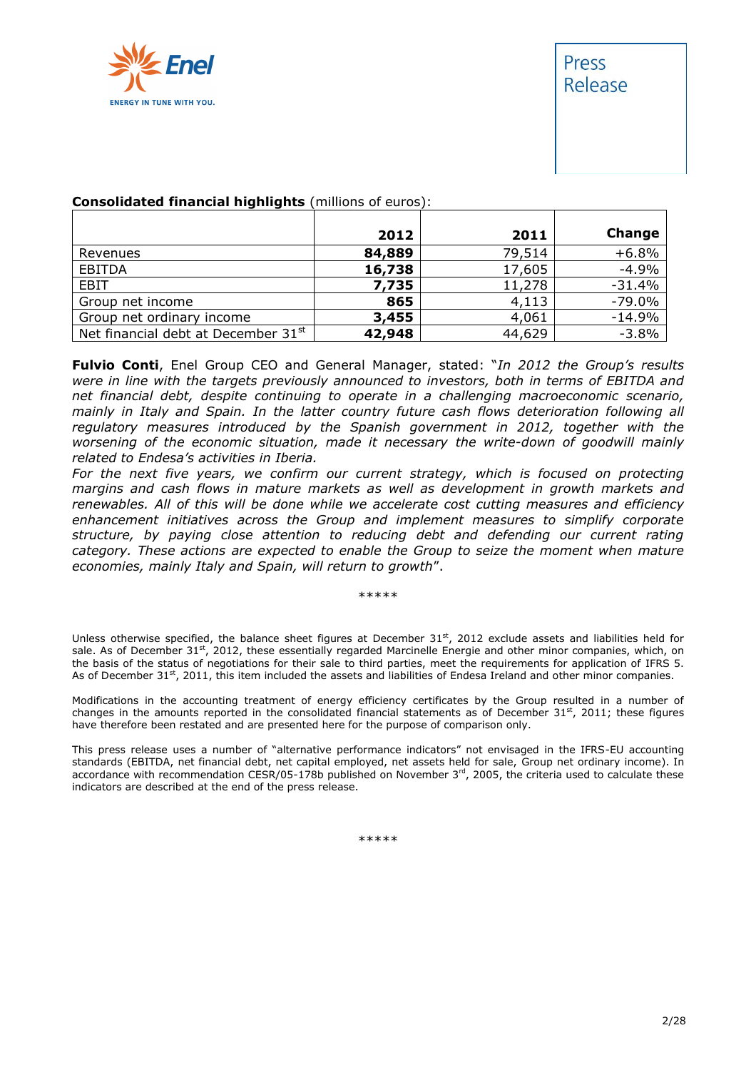**Consolidated financial highlights** (millions of euros):

| | 2012 | 2011 | Change |
|---|---|---|---|
| Revenues | **84,889** | 79,514 | +6.8% |
| EBITDA | **16,738** | 17,605 | -4.9% |
| EBIT | **7,735** | 11,278 | -31.4% |
| Group net income | **865** | 4,113 | -79.0% |
| Group net ordinary income | **3,455** | 4,061 | -14.9% |
| Net financial debt at December 31st | **42,948** | 44,629 | -3.8% |

**Fulvio Conti**, Enel Group CEO and General Manager, stated: "*In 2012 the Group's results were in line with the targets previously announced to investors, both in terms of EBITDA and net financial debt, despite continuing to operate in a challenging macroeconomic scenario, mainly in Italy and Spain. In the latter country future cash flows deterioration following all regulatory measures introduced by the Spanish government in 2012, together with the worsening of the economic situation, made it necessary the write-down of goodwill mainly related to Endesa's activities in Iberia.*

*For the next five years, we confirm our current strategy, which is focused on protecting margins and cash flows in mature markets as well as development in growth markets and renewables. All of this will be done while we accelerate cost cutting measures and efficiency enhancement initiatives across the Group and implement measures to simplify corporate structure, by paying close attention to reducing debt and defending our current rating category. These actions are expected to enable the Group to seize the moment when mature economies, mainly Italy and Spain, will return to growth*".

*****

Unless otherwise specified, the balance sheet figures at December 31st, 2012 exclude assets and liabilities held for sale. As of December 31st, 2012, these essentially regarded Marcinelle Energie and other minor companies, which, on the basis of the status of negotiations for their sale to third parties, meet the requirements for application of IFRS 5. As of December 31st, 2011, this item included the assets and liabilities of Endesa Ireland and other minor companies.

Modifications in the accounting treatment of energy efficiency certificates by the Group resulted in a number of changes in the amounts reported in the consolidated financial statements as of December 31st, 2011; these figures have therefore been restated and are presented here for the purpose of comparison only.

This press release uses a number of "alternative performance indicators" not envisaged in the IFRS-EU accounting standards (EBITDA, net financial debt, net capital employed, net assets held for sale, Group net ordinary income). In accordance with recommendation CESR/05-178b published on November 3rd, 2005, the criteria used to calculate these indicators are described at the end of the press release.

*****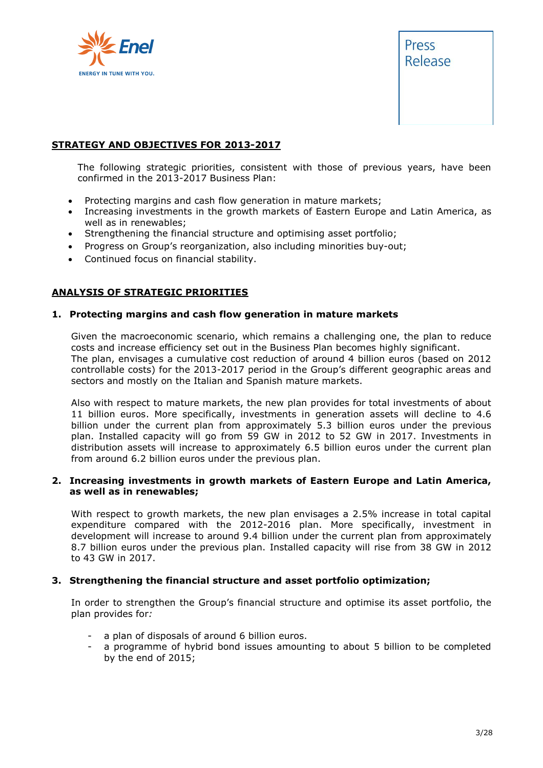## STRATEGY AND OBJECTIVES FOR 2013-2017

The following strategic priorities, consistent with those of previous years, have been confirmed in the 2013-2017 Business Plan:

- Protecting margins and cash flow generation in mature markets;
- Increasing investments in the growth markets of Eastern Europe and Latin America, as well as in renewables;
- Strengthening the financial structure and optimising asset portfolio;
- Progress on Group's reorganization, also including minorities buy-out;
- Continued focus on financial stability.

## ANALYSIS OF STRATEGIC PRIORITIES

### 1. Protecting margins and cash flow generation in mature markets

Given the macroeconomic scenario, which remains a challenging one, the plan to reduce costs and increase efficiency set out in the Business Plan becomes highly significant.
The plan, envisages a cumulative cost reduction of around 4 billion euros (based on 2012 controllable costs) for the 2013-2017 period in the Group's different geographic areas and sectors and mostly on the Italian and Spanish mature markets.

Also with respect to mature markets, the new plan provides for total investments of about 11 billion euros. More specifically, investments in generation assets will decline to 4.6 billion under the current plan from approximately 5.3 billion euros under the previous plan. Installed capacity will go from 59 GW in 2012 to 52 GW in 2017. Investments in distribution assets will increase to approximately 6.5 billion euros under the current plan from around 6.2 billion euros under the previous plan.

### 2. Increasing investments in growth markets of Eastern Europe and Latin America, as well as in renewables;

With respect to growth markets, the new plan envisages a 2.5% increase in total capital expenditure compared with the 2012-2016 plan. More specifically, investment in development will increase to around 9.4 billion under the current plan from approximately 8.7 billion euros under the previous plan. Installed capacity will rise from 38 GW in 2012 to 43 GW in 2017.

### 3. Strengthening the financial structure and asset portfolio optimization;

In order to strengthen the Group's financial structure and optimise its asset portfolio, the plan provides for*:*

- a plan of disposals of around 6 billion euros.
- a programme of hybrid bond issues amounting to about 5 billion to be completed by the end of 2015;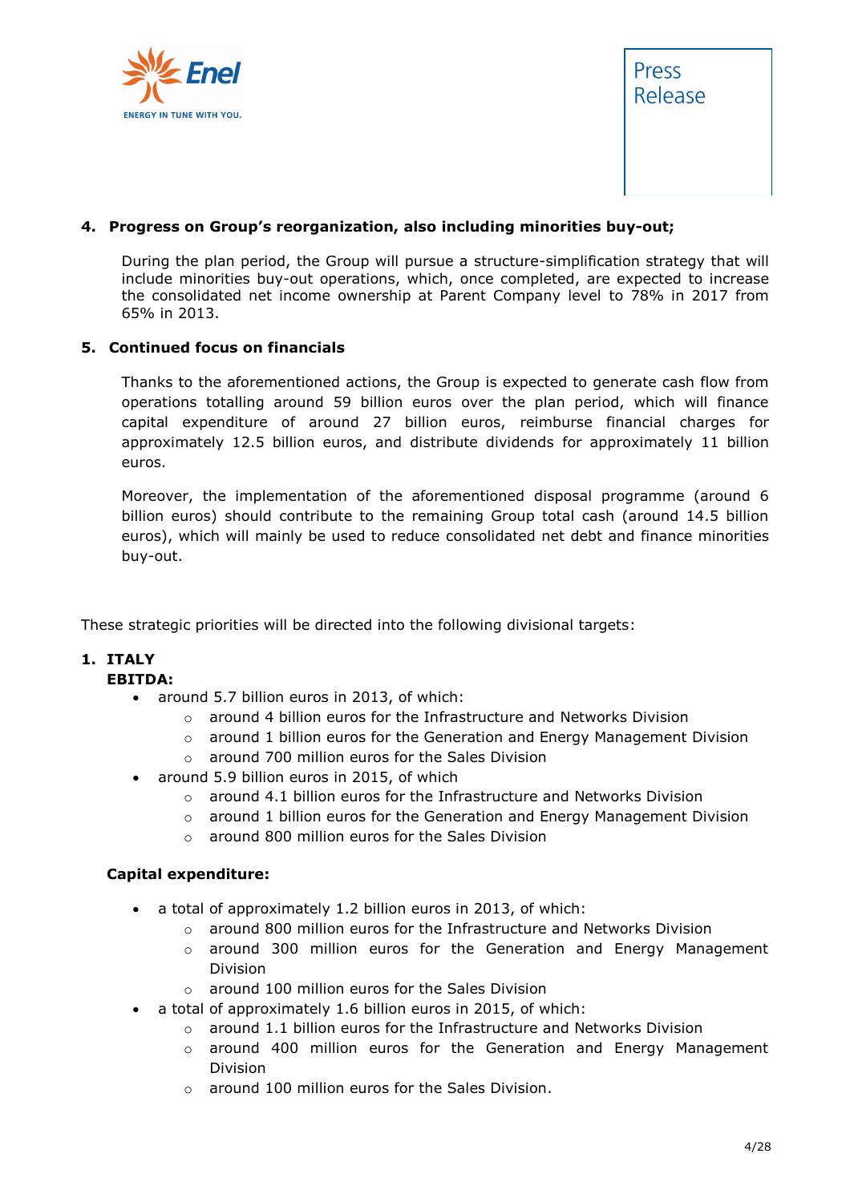**4. Progress on Group's reorganization, also including minorities buy-out;**

During the plan period, the Group will pursue a structure-simplification strategy that will include minorities buy-out operations, which, once completed, are expected to increase the consolidated net income ownership at Parent Company level to 78% in 2017 from 65% in 2013.

**5. Continued focus on financials**

Thanks to the aforementioned actions, the Group is expected to generate cash flow from operations totalling around 59 billion euros over the plan period, which will finance capital expenditure of around 27 billion euros, reimburse financial charges for approximately 12.5 billion euros, and distribute dividends for approximately 11 billion euros.

Moreover, the implementation of the aforementioned disposal programme (around 6 billion euros) should contribute to the remaining Group total cash (around 14.5 billion euros), which will mainly be used to reduce consolidated net debt and finance minorities buy-out.

These strategic priorities will be directed into the following divisional targets:

**1. ITALY**

**EBITDA:**

- around 5.7 billion euros in 2013, of which:
  - around 4 billion euros for the Infrastructure and Networks Division
  - around 1 billion euros for the Generation and Energy Management Division
  - around 700 million euros for the Sales Division
- around 5.9 billion euros in 2015, of which
  - around 4.1 billion euros for the Infrastructure and Networks Division
  - around 1 billion euros for the Generation and Energy Management Division
  - around 800 million euros for the Sales Division

**Capital expenditure:**

- a total of approximately 1.2 billion euros in 2013, of which:
  - around 800 million euros for the Infrastructure and Networks Division
  - around 300 million euros for the Generation and Energy Management Division
  - around 100 million euros for the Sales Division
- a total of approximately 1.6 billion euros in 2015, of which:
  - around 1.1 billion euros for the Infrastructure and Networks Division
  - around 400 million euros for the Generation and Energy Management Division
  - around 100 million euros for the Sales Division.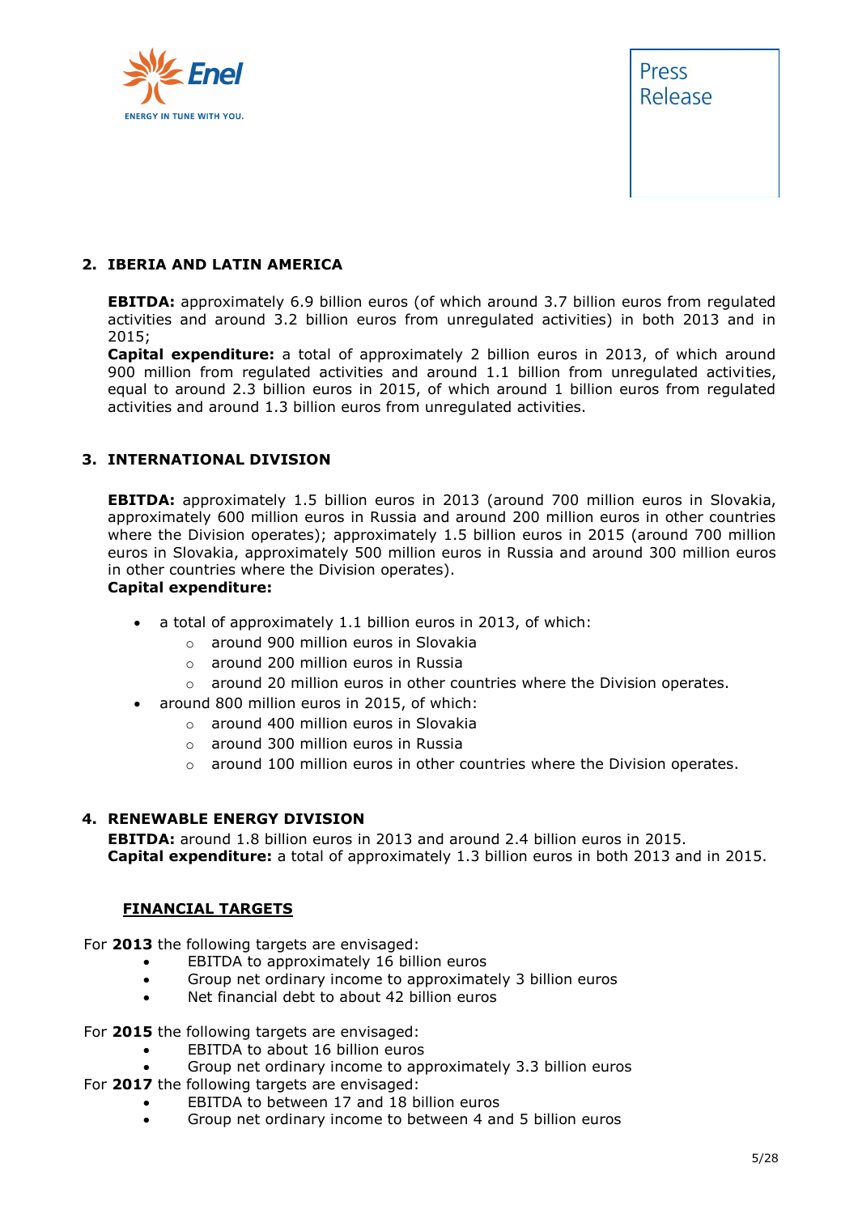## 2. IBERIA AND LATIN AMERICA

**EBITDA:** approximately 6.9 billion euros (of which around 3.7 billion euros from regulated activities and around 3.2 billion euros from unregulated activities) in both 2013 and in 2015;
**Capital expenditure:** a total of approximately 2 billion euros in 2013, of which around 900 million from regulated activities and around 1.1 billion from unregulated activities, equal to around 2.3 billion euros in 2015, of which around 1 billion euros from regulated activities and around 1.3 billion euros from unregulated activities.

## 3. INTERNATIONAL DIVISION

**EBITDA:** approximately 1.5 billion euros in 2013 (around 700 million euros in Slovakia, approximately 600 million euros in Russia and around 200 million euros in other countries where the Division operates); approximately 1.5 billion euros in 2015 (around 700 million euros in Slovakia, approximately 500 million euros in Russia and around 300 million euros in other countries where the Division operates).
**Capital expenditure:**

- a total of approximately 1.1 billion euros in 2013, of which:
  - around 900 million euros in Slovakia
  - around 200 million euros in Russia
  - around 20 million euros in other countries where the Division operates.
- around 800 million euros in 2015, of which:
  - around 400 million euros in Slovakia
  - around 300 million euros in Russia
  - around 100 million euros in other countries where the Division operates.

## 4. RENEWABLE ENERGY DIVISION

**EBITDA:** around 1.8 billion euros in 2013 and around 2.4 billion euros in 2015.
**Capital expenditure:** a total of approximately 1.3 billion euros in both 2013 and in 2015.

### FINANCIAL TARGETS

For **2013** the following targets are envisaged:

- EBITDA to approximately 16 billion euros
- Group net ordinary income to approximately 3 billion euros
- Net financial debt to about 42 billion euros

For **2015** the following targets are envisaged:

- EBITDA to about 16 billion euros
- Group net ordinary income to approximately 3.3 billion euros

For **2017** the following targets are envisaged:

- EBITDA to between 17 and 18 billion euros
- Group net ordinary income to between 4 and 5 billion euros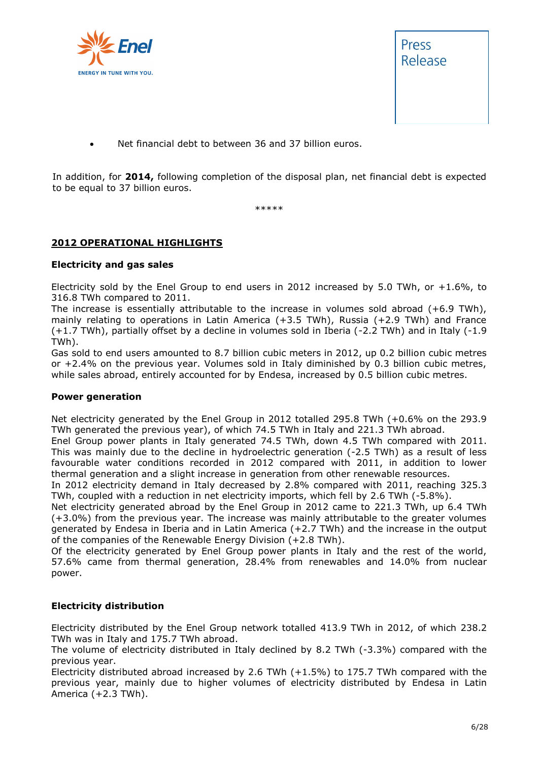- Net financial debt to between 36 and 37 billion euros.

In addition, for **2014,** following completion of the disposal plan, net financial debt is expected to be equal to 37 billion euros.

*****

## 2012 OPERATIONAL HIGHLIGHTS

### Electricity and gas sales

Electricity sold by the Enel Group to end users in 2012 increased by 5.0 TWh, or +1.6%, to 316.8 TWh compared to 2011.
The increase is essentially attributable to the increase in volumes sold abroad (+6.9 TWh), mainly relating to operations in Latin America (+3.5 TWh), Russia (+2.9 TWh) and France (+1.7 TWh), partially offset by a decline in volumes sold in Iberia (-2.2 TWh) and in Italy (-1.9 TWh).
Gas sold to end users amounted to 8.7 billion cubic meters in 2012, up 0.2 billion cubic metres or +2.4% on the previous year. Volumes sold in Italy diminished by 0.3 billion cubic metres, while sales abroad, entirely accounted for by Endesa, increased by 0.5 billion cubic metres.

### Power generation

Net electricity generated by the Enel Group in 2012 totalled 295.8 TWh (+0.6% on the 293.9 TWh generated the previous year), of which 74.5 TWh in Italy and 221.3 TWh abroad.
Enel Group power plants in Italy generated 74.5 TWh, down 4.5 TWh compared with 2011. This was mainly due to the decline in hydroelectric generation (-2.5 TWh) as a result of less favourable water conditions recorded in 2012 compared with 2011, in addition to lower thermal generation and a slight increase in generation from other renewable resources.
In 2012 electricity demand in Italy decreased by 2.8% compared with 2011, reaching 325.3 TWh, coupled with a reduction in net electricity imports, which fell by 2.6 TWh (-5.8%).
Net electricity generated abroad by the Enel Group in 2012 came to 221.3 TWh, up 6.4 TWh (+3.0%) from the previous year. The increase was mainly attributable to the greater volumes generated by Endesa in Iberia and in Latin America (+2.7 TWh) and the increase in the output of the companies of the Renewable Energy Division (+2.8 TWh).
Of the electricity generated by Enel Group power plants in Italy and the rest of the world, 57.6% came from thermal generation, 28.4% from renewables and 14.0% from nuclear power.

### Electricity distribution

Electricity distributed by the Enel Group network totalled 413.9 TWh in 2012, of which 238.2 TWh was in Italy and 175.7 TWh abroad.
The volume of electricity distributed in Italy declined by 8.2 TWh (-3.3%) compared with the previous year.
Electricity distributed abroad increased by 2.6 TWh (+1.5%) to 175.7 TWh compared with the previous year, mainly due to higher volumes of electricity distributed by Endesa in Latin America (+2.3 TWh).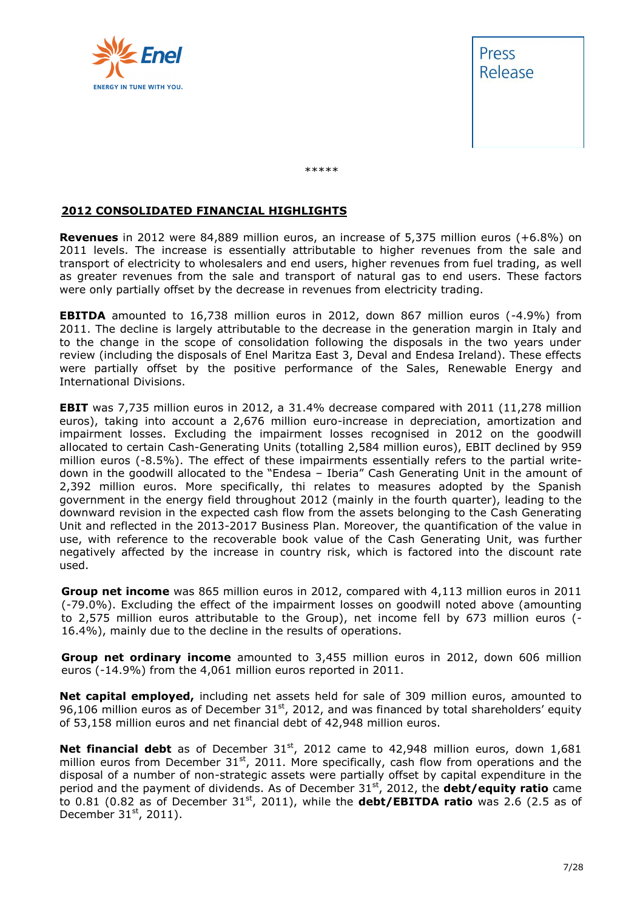\*\*\*\*\*

## 2012 CONSOLIDATED FINANCIAL HIGHLIGHTS

**Revenues** in 2012 were 84,889 million euros, an increase of 5,375 million euros (+6.8%) on 2011 levels. The increase is essentially attributable to higher revenues from the sale and transport of electricity to wholesalers and end users, higher revenues from fuel trading, as well as greater revenues from the sale and transport of natural gas to end users. These factors were only partially offset by the decrease in revenues from electricity trading.

**EBITDA** amounted to 16,738 million euros in 2012, down 867 million euros (-4.9%) from 2011. The decline is largely attributable to the decrease in the generation margin in Italy and to the change in the scope of consolidation following the disposals in the two years under review (including the disposals of Enel Maritza East 3, Deval and Endesa Ireland). These effects were partially offset by the positive performance of the Sales, Renewable Energy and International Divisions.

**EBIT** was 7,735 million euros in 2012, a 31.4% decrease compared with 2011 (11,278 million euros), taking into account a 2,676 million euro-increase in depreciation, amortization and impairment losses. Excluding the impairment losses recognised in 2012 on the goodwill allocated to certain Cash-Generating Units (totalling 2,584 million euros), EBIT declined by 959 million euros (-8.5%). The effect of these impairments essentially refers to the partial write-down in the goodwill allocated to the "Endesa – Iberia" Cash Generating Unit in the amount of 2,392 million euros. More specifically, thi relates to measures adopted by the Spanish government in the energy field throughout 2012 (mainly in the fourth quarter), leading to the downward revision in the expected cash flow from the assets belonging to the Cash Generating Unit and reflected in the 2013-2017 Business Plan. Moreover, the quantification of the value in use, with reference to the recoverable book value of the Cash Generating Unit, was further negatively affected by the increase in country risk, which is factored into the discount rate used.

**Group net income** was 865 million euros in 2012, compared with 4,113 million euros in 2011 (-79.0%). Excluding the effect of the impairment losses on goodwill noted above (amounting to 2,575 million euros attributable to the Group), net income fell by 673 million euros (-16.4%), mainly due to the decline in the results of operations.

**Group net ordinary income** amounted to 3,455 million euros in 2012, down 606 million euros (-14.9%) from the 4,061 million euros reported in 2011.

**Net capital employed,** including net assets held for sale of 309 million euros, amounted to 96,106 million euros as of December 31st, 2012, and was financed by total shareholders' equity of 53,158 million euros and net financial debt of 42,948 million euros.

**Net financial debt** as of December 31st, 2012 came to 42,948 million euros, down 1,681 million euros from December 31st, 2011. More specifically, cash flow from operations and the disposal of a number of non-strategic assets were partially offset by capital expenditure in the period and the payment of dividends. As of December 31st, 2012, the **debt/equity ratio** came to 0.81 (0.82 as of December 31st, 2011), while the **debt/EBITDA ratio** was 2.6 (2.5 as of December 31st, 2011).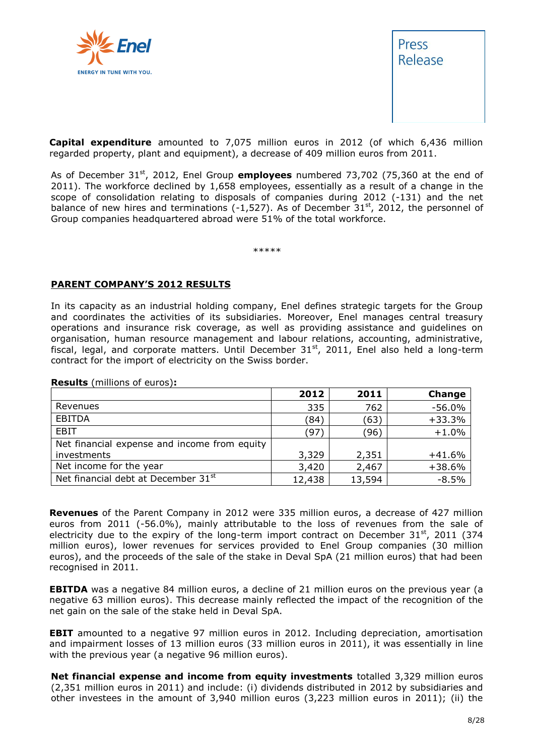**Capital expenditure** amounted to 7,075 million euros in 2012 (of which 6,436 million regarded property, plant and equipment), a decrease of 409 million euros from 2011.

As of December 31st, 2012, Enel Group **employees** numbered 73,702 (75,360 at the end of 2011). The workforce declined by 1,658 employees, essentially as a result of a change in the scope of consolidation relating to disposals of companies during 2012 (-131) and the net balance of new hires and terminations (-1,527). As of December 31st, 2012, the personnel of Group companies headquartered abroad were 51% of the total workforce.

\*\*\*\*\*

## PARENT COMPANY'S 2012 RESULTS

In its capacity as an industrial holding company, Enel defines strategic targets for the Group and coordinates the activities of its subsidiaries. Moreover, Enel manages central treasury operations and insurance risk coverage, as well as providing assistance and guidelines on organisation, human resource management and labour relations, accounting, administrative, fiscal, legal, and corporate matters. Until December 31st, 2011, Enel also held a long-term contract for the import of electricity on the Swiss border.

**Results** (millions of euros)**:**

| | 2012 | 2011 | Change |
|---|---|---|---|
| Revenues | 335 | 762 | -56.0% |
| EBITDA | (84) | (63) | +33.3% |
| EBIT | (97) | (96) | +1.0% |
| Net financial expense and income from equity investments | 3,329 | 2,351 | +41.6% |
| Net income for the year | 3,420 | 2,467 | +38.6% |
| Net financial debt at December 31st | 12,438 | 13,594 | -8.5% |

**Revenues** of the Parent Company in 2012 were 335 million euros, a decrease of 427 million euros from 2011 (-56.0%), mainly attributable to the loss of revenues from the sale of electricity due to the expiry of the long-term import contract on December 31st, 2011 (374 million euros), lower revenues for services provided to Enel Group companies (30 million euros), and the proceeds of the sale of the stake in Deval SpA (21 million euros) that had been recognised in 2011.

**EBITDA** was a negative 84 million euros, a decline of 21 million euros on the previous year (a negative 63 million euros). This decrease mainly reflected the impact of the recognition of the net gain on the sale of the stake held in Deval SpA.

**EBIT** amounted to a negative 97 million euros in 2012. Including depreciation, amortisation and impairment losses of 13 million euros (33 million euros in 2011), it was essentially in line with the previous year (a negative 96 million euros).

**Net financial expense and income from equity investments** totalled 3,329 million euros (2,351 million euros in 2011) and include: (i) dividends distributed in 2012 by subsidiaries and other investees in the amount of 3,940 million euros (3,223 million euros in 2011); (ii) the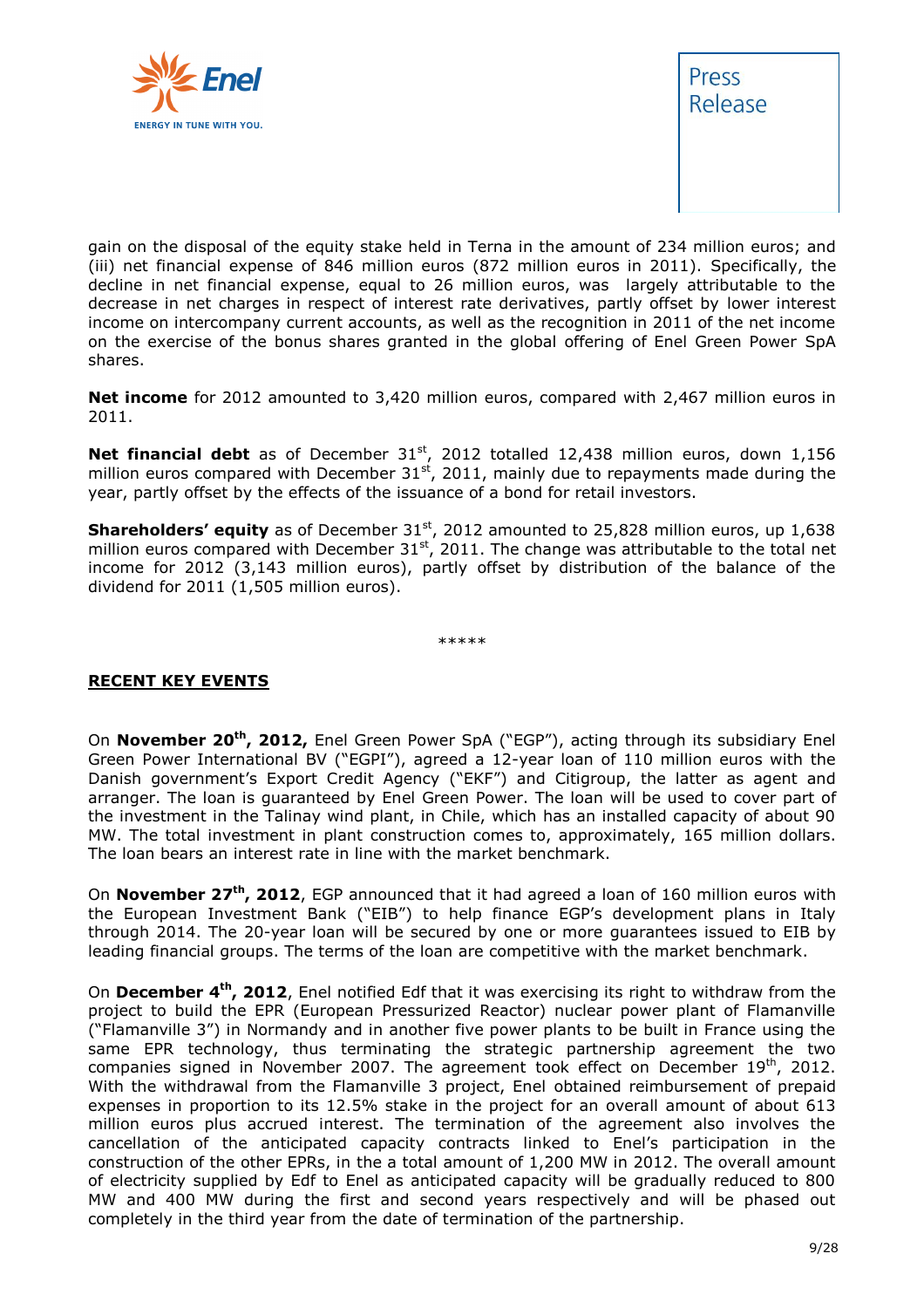gain on the disposal of the equity stake held in Terna in the amount of 234 million euros; and (iii) net financial expense of 846 million euros (872 million euros in 2011). Specifically, the decline in net financial expense, equal to 26 million euros, was largely attributable to the decrease in net charges in respect of interest rate derivatives, partly offset by lower interest income on intercompany current accounts, as well as the recognition in 2011 of the net income on the exercise of the bonus shares granted in the global offering of Enel Green Power SpA shares.

**Net income** for 2012 amounted to 3,420 million euros, compared with 2,467 million euros in 2011.

**Net financial debt** as of December 31st, 2012 totalled 12,438 million euros, down 1,156 million euros compared with December 31st, 2011, mainly due to repayments made during the year, partly offset by the effects of the issuance of a bond for retail investors.

**Shareholders' equity** as of December 31st, 2012 amounted to 25,828 million euros, up 1,638 million euros compared with December 31st, 2011. The change was attributable to the total net income for 2012 (3,143 million euros), partly offset by distribution of the balance of the dividend for 2011 (1,505 million euros).

*****

## RECENT KEY EVENTS

On **November 20th, 2012,** Enel Green Power SpA ("EGP"), acting through its subsidiary Enel Green Power International BV ("EGPI"), agreed a 12-year loan of 110 million euros with the Danish government's Export Credit Agency ("EKF") and Citigroup, the latter as agent and arranger. The loan is guaranteed by Enel Green Power. The loan will be used to cover part of the investment in the Talinay wind plant, in Chile, which has an installed capacity of about 90 MW. The total investment in plant construction comes to, approximately, 165 million dollars. The loan bears an interest rate in line with the market benchmark.

On **November 27th, 2012**, EGP announced that it had agreed a loan of 160 million euros with the European Investment Bank ("EIB") to help finance EGP's development plans in Italy through 2014. The 20-year loan will be secured by one or more guarantees issued to EIB by leading financial groups. The terms of the loan are competitive with the market benchmark.

On **December 4th, 2012**, Enel notified Edf that it was exercising its right to withdraw from the project to build the EPR (European Pressurized Reactor) nuclear power plant of Flamanville ("Flamanville 3") in Normandy and in another five power plants to be built in France using the same EPR technology, thus terminating the strategic partnership agreement the two companies signed in November 2007. The agreement took effect on December 19th, 2012. With the withdrawal from the Flamanville 3 project, Enel obtained reimbursement of prepaid expenses in proportion to its 12.5% stake in the project for an overall amount of about 613 million euros plus accrued interest. The termination of the agreement also involves the cancellation of the anticipated capacity contracts linked to Enel's participation in the construction of the other EPRs, in the a total amount of 1,200 MW in 2012. The overall amount of electricity supplied by Edf to Enel as anticipated capacity will be gradually reduced to 800 MW and 400 MW during the first and second years respectively and will be phased out completely in the third year from the date of termination of the partnership.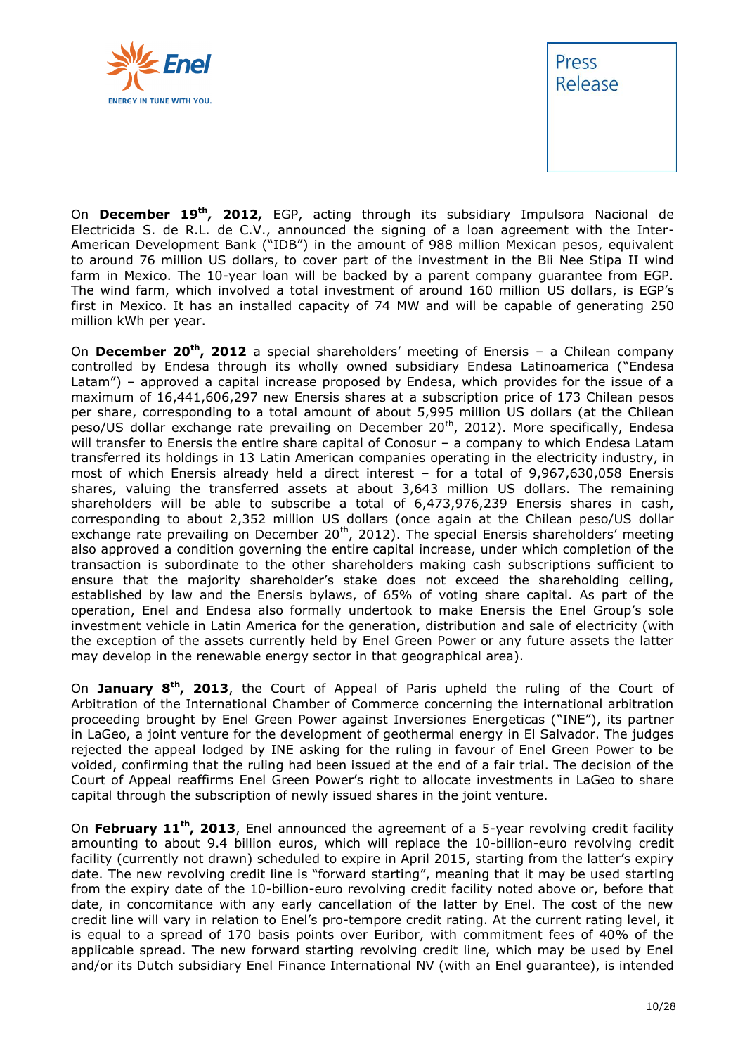On **December 19th, 2012,** EGP, acting through its subsidiary Impulsora Nacional de Electricida S. de R.L. de C.V., announced the signing of a loan agreement with the Inter-American Development Bank ("IDB") in the amount of 988 million Mexican pesos, equivalent to around 76 million US dollars, to cover part of the investment in the Bii Nee Stipa II wind farm in Mexico. The 10-year loan will be backed by a parent company guarantee from EGP. The wind farm, which involved a total investment of around 160 million US dollars, is EGP's first in Mexico. It has an installed capacity of 74 MW and will be capable of generating 250 million kWh per year.

On **December 20th, 2012** a special shareholders' meeting of Enersis – a Chilean company controlled by Endesa through its wholly owned subsidiary Endesa Latinoamerica ("Endesa Latam") – approved a capital increase proposed by Endesa, which provides for the issue of a maximum of 16,441,606,297 new Enersis shares at a subscription price of 173 Chilean pesos per share, corresponding to a total amount of about 5,995 million US dollars (at the Chilean peso/US dollar exchange rate prevailing on December 20th, 2012). More specifically, Endesa will transfer to Enersis the entire share capital of Conosur – a company to which Endesa Latam transferred its holdings in 13 Latin American companies operating in the electricity industry, in most of which Enersis already held a direct interest – for a total of 9,967,630,058 Enersis shares, valuing the transferred assets at about 3,643 million US dollars. The remaining shareholders will be able to subscribe a total of 6,473,976,239 Enersis shares in cash, corresponding to about 2,352 million US dollars (once again at the Chilean peso/US dollar exchange rate prevailing on December 20th, 2012). The special Enersis shareholders' meeting also approved a condition governing the entire capital increase, under which completion of the transaction is subordinate to the other shareholders making cash subscriptions sufficient to ensure that the majority shareholder's stake does not exceed the shareholding ceiling, established by law and the Enersis bylaws, of 65% of voting share capital. As part of the operation, Enel and Endesa also formally undertook to make Enersis the Enel Group's sole investment vehicle in Latin America for the generation, distribution and sale of electricity (with the exception of the assets currently held by Enel Green Power or any future assets the latter may develop in the renewable energy sector in that geographical area).

On **January 8th, 2013**, the Court of Appeal of Paris upheld the ruling of the Court of Arbitration of the International Chamber of Commerce concerning the international arbitration proceeding brought by Enel Green Power against Inversiones Energeticas ("INE"), its partner in LaGeo, a joint venture for the development of geothermal energy in El Salvador. The judges rejected the appeal lodged by INE asking for the ruling in favour of Enel Green Power to be voided, confirming that the ruling had been issued at the end of a fair trial. The decision of the Court of Appeal reaffirms Enel Green Power's right to allocate investments in LaGeo to share capital through the subscription of newly issued shares in the joint venture.

On **February 11th, 2013**, Enel announced the agreement of a 5-year revolving credit facility amounting to about 9.4 billion euros, which will replace the 10-billion-euro revolving credit facility (currently not drawn) scheduled to expire in April 2015, starting from the latter's expiry date. The new revolving credit line is "forward starting", meaning that it may be used starting from the expiry date of the 10-billion-euro revolving credit facility noted above or, before that date, in concomitance with any early cancellation of the latter by Enel. The cost of the new credit line will vary in relation to Enel's pro-tempore credit rating. At the current rating level, it is equal to a spread of 170 basis points over Euribor, with commitment fees of 40% of the applicable spread. The new forward starting revolving credit line, which may be used by Enel and/or its Dutch subsidiary Enel Finance International NV (with an Enel guarantee), is intended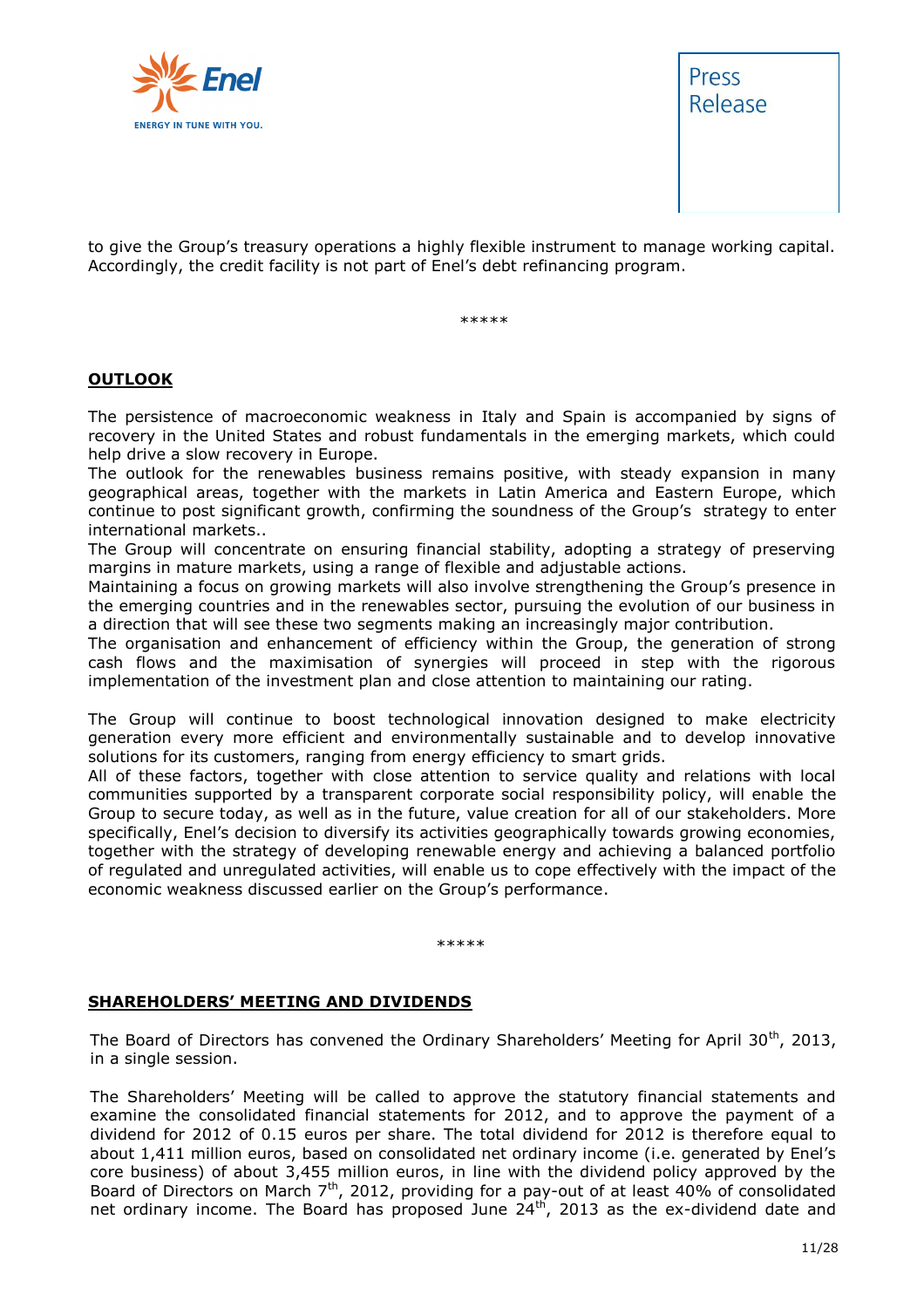to give the Group's treasury operations a highly flexible instrument to manage working capital. Accordingly, the credit facility is not part of Enel's debt refinancing program.

*****

## OUTLOOK

The persistence of macroeconomic weakness in Italy and Spain is accompanied by signs of recovery in the United States and robust fundamentals in the emerging markets, which could help drive a slow recovery in Europe.
The outlook for the renewables business remains positive, with steady expansion in many geographical areas, together with the markets in Latin America and Eastern Europe, which continue to post significant growth, confirming the soundness of the Group's strategy to enter international markets..
The Group will concentrate on ensuring financial stability, adopting a strategy of preserving margins in mature markets, using a range of flexible and adjustable actions.
Maintaining a focus on growing markets will also involve strengthening the Group's presence in the emerging countries and in the renewables sector, pursuing the evolution of our business in a direction that will see these two segments making an increasingly major contribution.
The organisation and enhancement of efficiency within the Group, the generation of strong cash flows and the maximisation of synergies will proceed in step with the rigorous implementation of the investment plan and close attention to maintaining our rating.

The Group will continue to boost technological innovation designed to make electricity generation every more efficient and environmentally sustainable and to develop innovative solutions for its customers, ranging from energy efficiency to smart grids.
All of these factors, together with close attention to service quality and relations with local communities supported by a transparent corporate social responsibility policy, will enable the Group to secure today, as well as in the future, value creation for all of our stakeholders. More specifically, Enel's decision to diversify its activities geographically towards growing economies, together with the strategy of developing renewable energy and achieving a balanced portfolio of regulated and unregulated activities, will enable us to cope effectively with the impact of the economic weakness discussed earlier on the Group's performance.

*****

## SHAREHOLDERS' MEETING AND DIVIDENDS

The Board of Directors has convened the Ordinary Shareholders' Meeting for April 30th, 2013, in a single session.

The Shareholders' Meeting will be called to approve the statutory financial statements and examine the consolidated financial statements for 2012, and to approve the payment of a dividend for 2012 of 0.15 euros per share. The total dividend for 2012 is therefore equal to about 1,411 million euros, based on consolidated net ordinary income (i.e. generated by Enel's core business) of about 3,455 million euros, in line with the dividend policy approved by the Board of Directors on March 7th, 2012, providing for a pay-out of at least 40% of consolidated net ordinary income. The Board has proposed June 24th, 2013 as the ex-dividend date and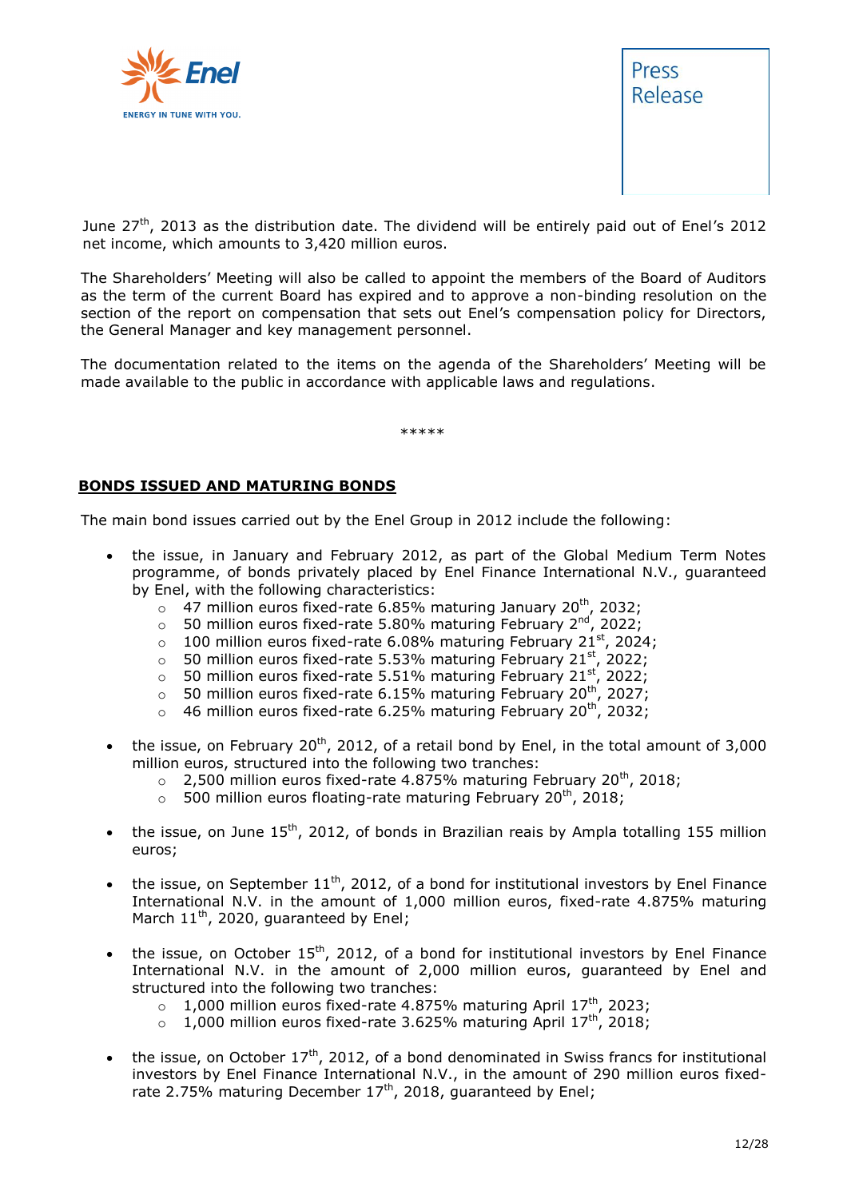June 27th, 2013 as the distribution date. The dividend will be entirely paid out of Enel's 2012 net income, which amounts to 3,420 million euros.

The Shareholders' Meeting will also be called to appoint the members of the Board of Auditors as the term of the current Board has expired and to approve a non-binding resolution on the section of the report on compensation that sets out Enel's compensation policy for Directors, the General Manager and key management personnel.

The documentation related to the items on the agenda of the Shareholders' Meeting will be made available to the public in accordance with applicable laws and regulations.

*****

**BONDS ISSUED AND MATURING BONDS**

The main bond issues carried out by the Enel Group in 2012 include the following:

- the issue, in January and February 2012, as part of the Global Medium Term Notes programme, of bonds privately placed by Enel Finance International N.V., guaranteed by Enel, with the following characteristics:
  - 47 million euros fixed-rate 6.85% maturing January 20th, 2032;
  - 50 million euros fixed-rate 5.80% maturing February 2nd, 2022;
  - 100 million euros fixed-rate 6.08% maturing February 21st, 2024;
  - 50 million euros fixed-rate 5.53% maturing February 21st, 2022;
  - 50 million euros fixed-rate 5.51% maturing February 21st, 2022;
  - 50 million euros fixed-rate 6.15% maturing February 20th, 2027;
  - 46 million euros fixed-rate 6.25% maturing February 20th, 2032;

- the issue, on February 20th, 2012, of a retail bond by Enel, in the total amount of 3,000 million euros, structured into the following two tranches:
  - 2,500 million euros fixed-rate 4.875% maturing February 20th, 2018;
  - 500 million euros floating-rate maturing February 20th, 2018;

- the issue, on June 15th, 2012, of bonds in Brazilian reais by Ampla totalling 155 million euros;

- the issue, on September 11th, 2012, of a bond for institutional investors by Enel Finance International N.V. in the amount of 1,000 million euros, fixed-rate 4.875% maturing March 11th, 2020, guaranteed by Enel;

- the issue, on October 15th, 2012, of a bond for institutional investors by Enel Finance International N.V. in the amount of 2,000 million euros, guaranteed by Enel and structured into the following two tranches:
  - 1,000 million euros fixed-rate 4.875% maturing April 17th, 2023;
  - 1,000 million euros fixed-rate 3.625% maturing April 17th, 2018;

- the issue, on October 17th, 2012, of a bond denominated in Swiss francs for institutional investors by Enel Finance International N.V., in the amount of 290 million euros fixed-rate 2.75% maturing December 17th, 2018, guaranteed by Enel;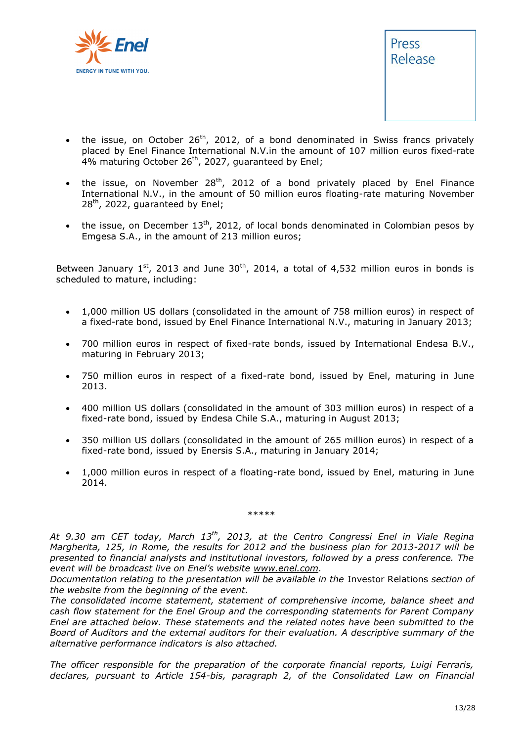- the issue, on October 26th, 2012, of a bond denominated in Swiss francs privately placed by Enel Finance International N.V.in the amount of 107 million euros fixed-rate 4% maturing October 26th, 2027, guaranteed by Enel;
- the issue, on November 28th, 2012 of a bond privately placed by Enel Finance International N.V., in the amount of 50 million euros floating-rate maturing November 28th, 2022, guaranteed by Enel;
- the issue, on December 13th, 2012, of local bonds denominated in Colombian pesos by Emgesa S.A., in the amount of 213 million euros;

Between January 1st, 2013 and June 30th, 2014, a total of 4,532 million euros in bonds is scheduled to mature, including:

- 1,000 million US dollars (consolidated in the amount of 758 million euros) in respect of a fixed-rate bond, issued by Enel Finance International N.V., maturing in January 2013;
- 700 million euros in respect of fixed-rate bonds, issued by International Endesa B.V., maturing in February 2013;
- 750 million euros in respect of a fixed-rate bond, issued by Enel, maturing in June 2013.
- 400 million US dollars (consolidated in the amount of 303 million euros) in respect of a fixed-rate bond, issued by Endesa Chile S.A., maturing in August 2013;
- 350 million US dollars (consolidated in the amount of 265 million euros) in respect of a fixed-rate bond, issued by Enersis S.A., maturing in January 2014;
- 1,000 million euros in respect of a floating-rate bond, issued by Enel, maturing in June 2014.

*****

*At 9.30 am CET today, March 13th, 2013, at the Centro Congressi Enel in Viale Regina Margherita, 125, in Rome, the results for 2012 and the business plan for 2013-2017 will be presented to financial analysts and institutional investors, followed by a press conference. The event will be broadcast live on Enel's website www.enel.com.*
*Documentation relating to the presentation will be available in the* Investor Relations *section of the website from the beginning of the event.*
*The consolidated income statement, statement of comprehensive income, balance sheet and cash flow statement for the Enel Group and the corresponding statements for Parent Company Enel are attached below. These statements and the related notes have been submitted to the Board of Auditors and the external auditors for their evaluation. A descriptive summary of the alternative performance indicators is also attached.*

*The officer responsible for the preparation of the corporate financial reports, Luigi Ferraris, declares, pursuant to Article 154-bis, paragraph 2, of the Consolidated Law on Financial*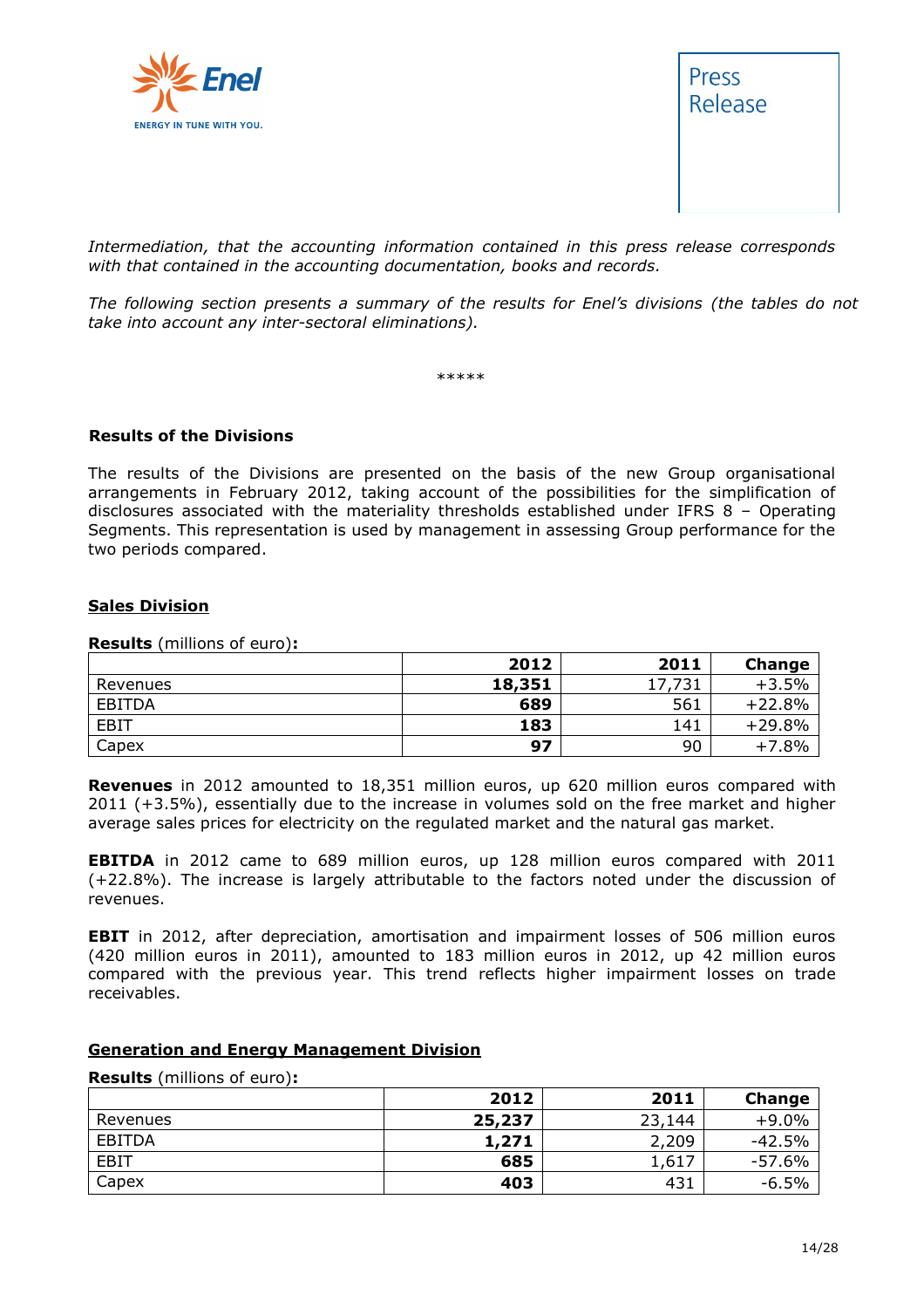*Intermediation, that the accounting information contained in this press release corresponds with that contained in the accounting documentation, books and records.*

*The following section presents a summary of the results for Enel's divisions (the tables do not take into account any inter-sectoral eliminations).*

*****

**Results of the Divisions**

The results of the Divisions are presented on the basis of the new Group organisational arrangements in February 2012, taking account of the possibilities for the simplification of disclosures associated with the materiality thresholds established under IFRS 8 – Operating Segments. This representation is used by management in assessing Group performance for the two periods compared.

**<u>Sales Division</u>**

**Results** (millions of euro)**:**

| | 2012 | 2011 | Change |
|---|---|---|---|
| Revenues | **18,351** | 17,731 | +3.5% |
| EBITDA | **689** | 561 | +22.8% |
| EBIT | **183** | 141 | +29.8% |
| Capex | **97** | 90 | +7.8% |

**Revenues** in 2012 amounted to 18,351 million euros, up 620 million euros compared with 2011 (+3.5%), essentially due to the increase in volumes sold on the free market and higher average sales prices for electricity on the regulated market and the natural gas market.

**EBITDA** in 2012 came to 689 million euros, up 128 million euros compared with 2011 (+22.8%). The increase is largely attributable to the factors noted under the discussion of revenues.

**EBIT** in 2012, after depreciation, amortisation and impairment losses of 506 million euros (420 million euros in 2011), amounted to 183 million euros in 2012, up 42 million euros compared with the previous year. This trend reflects higher impairment losses on trade receivables.

**<u>Generation and Energy Management Division</u>**

**Results** (millions of euro)**:**

| | 2012 | 2011 | Change |
|---|---|---|---|
| Revenues | **25,237** | 23,144 | +9.0% |
| EBITDA | **1,271** | 2,209 | -42.5% |
| EBIT | **685** | 1,617 | -57.6% |
| Capex | **403** | 431 | -6.5% |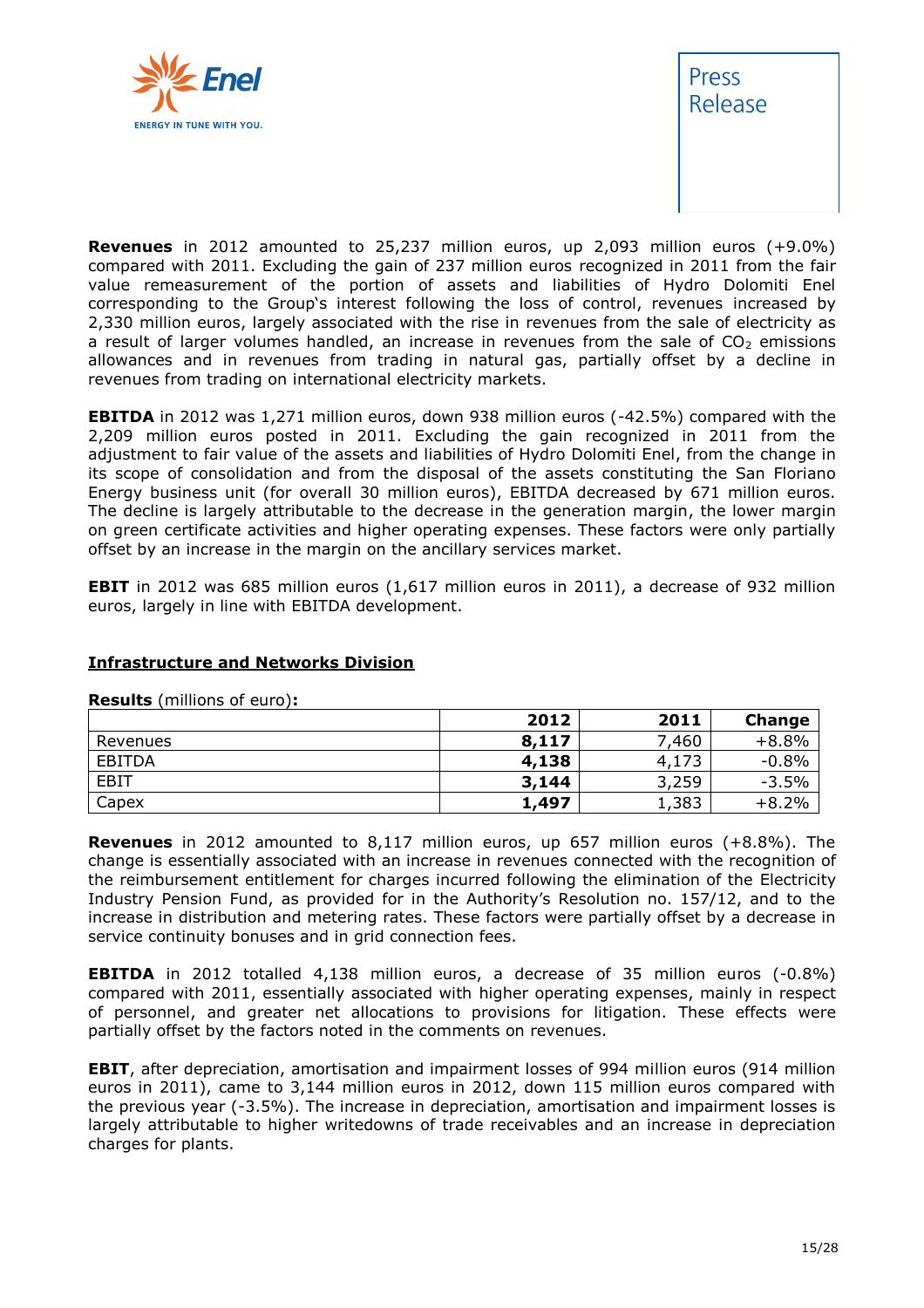**Revenues** in 2012 amounted to 25,237 million euros, up 2,093 million euros (+9.0%) compared with 2011. Excluding the gain of 237 million euros recognized in 2011 from the fair value remeasurement of the portion of assets and liabilities of Hydro Dolomiti Enel corresponding to the Group's interest following the loss of control, revenues increased by 2,330 million euros, largely associated with the rise in revenues from the sale of electricity as a result of larger volumes handled, an increase in revenues from the sale of $CO_2$ emissions allowances and in revenues from trading in natural gas, partially offset by a decline in revenues from trading on international electricity markets.

**EBITDA** in 2012 was 1,271 million euros, down 938 million euros (-42.5%) compared with the 2,209 million euros posted in 2011. Excluding the gain recognized in 2011 from the adjustment to fair value of the assets and liabilities of Hydro Dolomiti Enel, from the change in its scope of consolidation and from the disposal of the assets constituting the San Floriano Energy business unit (for overall 30 million euros), EBITDA decreased by 671 million euros. The decline is largely attributable to the decrease in the generation margin, the lower margin on green certificate activities and higher operating expenses. These factors were only partially offset by an increase in the margin on the ancillary services market.

**EBIT** in 2012 was 685 million euros (1,617 million euros in 2011), a decrease of 932 million euros, largely in line with EBITDA development.

## Infrastructure and Networks Division

**Results** (millions of euro)**:**

| | 2012 | 2011 | Change |
|---|---|---|---|
| Revenues | **8,117** | 7,460 | +8.8% |
| EBITDA | **4,138** | 4,173 | -0.8% |
| EBIT | **3,144** | 3,259 | -3.5% |
| Capex | **1,497** | 1,383 | +8.2% |

**Revenues** in 2012 amounted to 8,117 million euros, up 657 million euros (+8.8%). The change is essentially associated with an increase in revenues connected with the recognition of the reimbursement entitlement for charges incurred following the elimination of the Electricity Industry Pension Fund, as provided for in the Authority's Resolution no. 157/12, and to the increase in distribution and metering rates. These factors were partially offset by a decrease in service continuity bonuses and in grid connection fees.

**EBITDA** in 2012 totalled 4,138 million euros, a decrease of 35 million euros (-0.8%) compared with 2011, essentially associated with higher operating expenses, mainly in respect of personnel, and greater net allocations to provisions for litigation. These effects were partially offset by the factors noted in the comments on revenues.

**EBIT**, after depreciation, amortisation and impairment losses of 994 million euros (914 million euros in 2011), came to 3,144 million euros in 2012, down 115 million euros compared with the previous year (-3.5%). The increase in depreciation, amortisation and impairment losses is largely attributable to higher writedowns of trade receivables and an increase in depreciation charges for plants.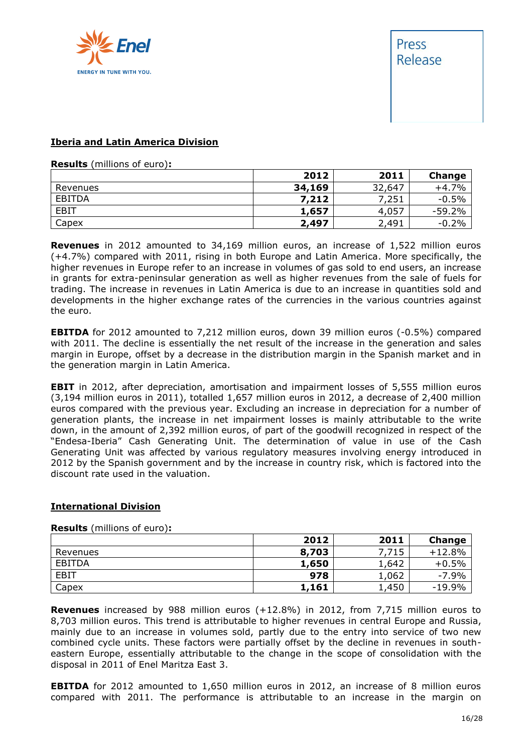## Iberia and Latin America Division

**Results** (millions of euro)**:**

| | 2012 | 2011 | Change |
|---|---|---|---|
| Revenues | **34,169** | 32,647 | +4.7% |
| EBITDA | **7,212** | 7,251 | -0.5% |
| EBIT | **1,657** | 4,057 | -59.2% |
| Capex | **2,497** | 2,491 | -0.2% |

**Revenues** in 2012 amounted to 34,169 million euros, an increase of 1,522 million euros (+4.7%) compared with 2011, rising in both Europe and Latin America. More specifically, the higher revenues in Europe refer to an increase in volumes of gas sold to end users, an increase in grants for extra-peninsular generation as well as higher revenues from the sale of fuels for trading. The increase in revenues in Latin America is due to an increase in quantities sold and developments in the higher exchange rates of the currencies in the various countries against the euro.

**EBITDA** for 2012 amounted to 7,212 million euros, down 39 million euros (-0.5%) compared with 2011. The decline is essentially the net result of the increase in the generation and sales margin in Europe, offset by a decrease in the distribution margin in the Spanish market and in the generation margin in Latin America.

**EBIT** in 2012, after depreciation, amortisation and impairment losses of 5,555 million euros (3,194 million euros in 2011), totalled 1,657 million euros in 2012, a decrease of 2,400 million euros compared with the previous year. Excluding an increase in depreciation for a number of generation plants, the increase in net impairment losses is mainly attributable to the write down, in the amount of 2,392 million euros, of part of the goodwill recognized in respect of the "Endesa-Iberia" Cash Generating Unit. The determination of value in use of the Cash Generating Unit was affected by various regulatory measures involving energy introduced in 2012 by the Spanish government and by the increase in country risk, which is factored into the discount rate used in the valuation.

## International Division

**Results** (millions of euro)**:**

| | 2012 | 2011 | Change |
|---|---|---|---|
| Revenues | **8,703** | 7,715 | +12.8% |
| EBITDA | **1,650** | 1,642 | +0.5% |
| EBIT | **978** | 1,062 | -7.9% |
| Capex | **1,161** | 1,450 | -19.9% |

**Revenues** increased by 988 million euros (+12.8%) in 2012, from 7,715 million euros to 8,703 million euros. This trend is attributable to higher revenues in central Europe and Russia, mainly due to an increase in volumes sold, partly due to the entry into service of two new combined cycle units. These factors were partially offset by the decline in revenues in south-eastern Europe, essentially attributable to the change in the scope of consolidation with the disposal in 2011 of Enel Maritza East 3.

**EBITDA** for 2012 amounted to 1,650 million euros in 2012, an increase of 8 million euros compared with 2011. The performance is attributable to an increase in the margin on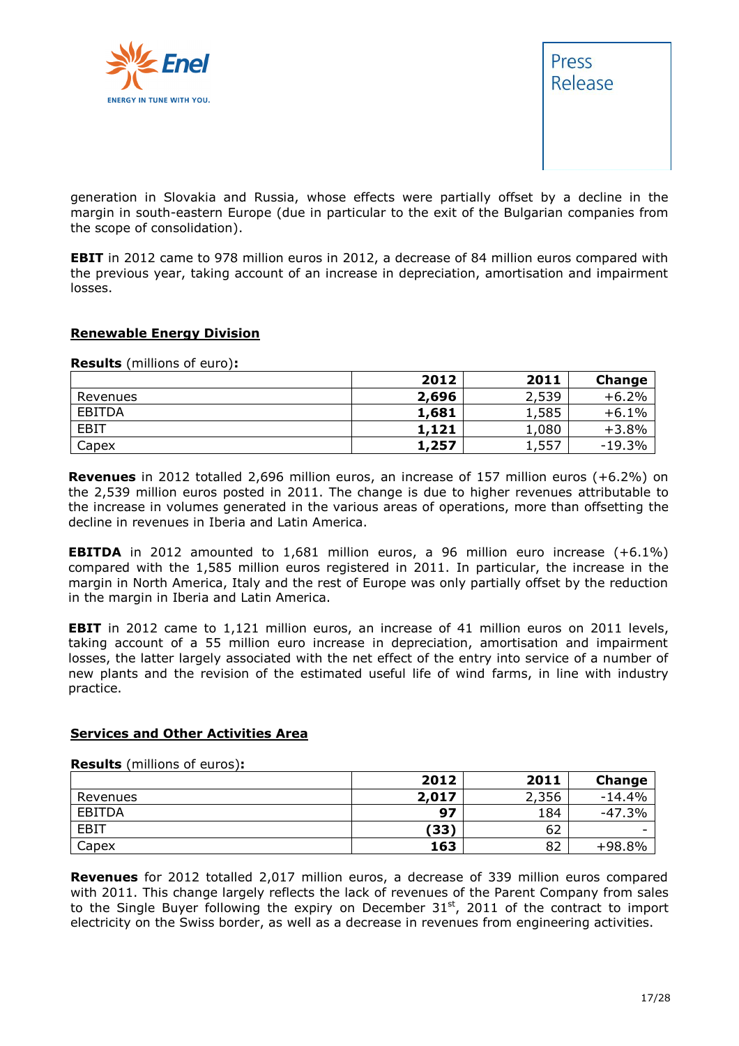generation in Slovakia and Russia, whose effects were partially offset by a decline in the margin in south-eastern Europe (due in particular to the exit of the Bulgarian companies from the scope of consolidation).

**EBIT** in 2012 came to 978 million euros in 2012, a decrease of 84 million euros compared with the previous year, taking account of an increase in depreciation, amortisation and impairment losses.

## Renewable Energy Division

**Results** (millions of euro)**:**

| | 2012 | 2011 | Change |
|---|---|---|---|
| Revenues | **2,696** | 2,539 | +6.2% |
| EBITDA | **1,681** | 1,585 | +6.1% |
| EBIT | **1,121** | 1,080 | +3.8% |
| Capex | **1,257** | 1,557 | -19.3% |

**Revenues** in 2012 totalled 2,696 million euros, an increase of 157 million euros (+6.2%) on the 2,539 million euros posted in 2011. The change is due to higher revenues attributable to the increase in volumes generated in the various areas of operations, more than offsetting the decline in revenues in Iberia and Latin America.

**EBITDA** in 2012 amounted to 1,681 million euros, a 96 million euro increase (+6.1%) compared with the 1,585 million euros registered in 2011. In particular, the increase in the margin in North America, Italy and the rest of Europe was only partially offset by the reduction in the margin in Iberia and Latin America.

**EBIT** in 2012 came to 1,121 million euros, an increase of 41 million euros on 2011 levels, taking account of a 55 million euro increase in depreciation, amortisation and impairment losses, the latter largely associated with the net effect of the entry into service of a number of new plants and the revision of the estimated useful life of wind farms, in line with industry practice.

## Services and Other Activities Area

**Results** (millions of euros)**:**

| | 2012 | 2011 | Change |
|---|---|---|---|
| Revenues | **2,017** | 2,356 | -14.4% |
| EBITDA | **97** | 184 | -47.3% |
| EBIT | **(33)** | 62 | - |
| Capex | **163** | 82 | +98.8% |

**Revenues** for 2012 totalled 2,017 million euros, a decrease of 339 million euros compared with 2011. This change largely reflects the lack of revenues of the Parent Company from sales to the Single Buyer following the expiry on December 31st, 2011 of the contract to import electricity on the Swiss border, as well as a decrease in revenues from engineering activities.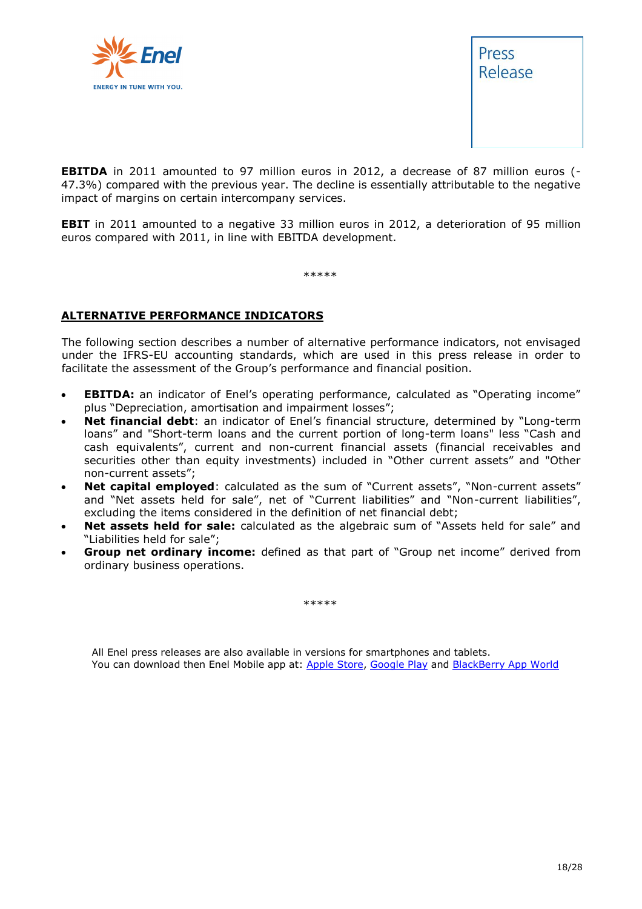**EBITDA** in 2011 amounted to 97 million euros in 2012, a decrease of 87 million euros (-47.3%) compared with the previous year. The decline is essentially attributable to the negative impact of margins on certain intercompany services.

**EBIT** in 2011 amounted to a negative 33 million euros in 2012, a deterioration of 95 million euros compared with 2011, in line with EBITDA development.

*****

## ALTERNATIVE PERFORMANCE INDICATORS

The following section describes a number of alternative performance indicators, not envisaged under the IFRS-EU accounting standards, which are used in this press release in order to facilitate the assessment of the Group's performance and financial position.

- **EBITDA:** an indicator of Enel's operating performance, calculated as "Operating income" plus "Depreciation, amortisation and impairment losses";
- **Net financial debt**: an indicator of Enel's financial structure, determined by "Long-term loans" and "Short-term loans and the current portion of long-term loans" less "Cash and cash equivalents", current and non-current financial assets (financial receivables and securities other than equity investments) included in "Other current assets" and "Other non-current assets";
- **Net capital employed**: calculated as the sum of "Current assets", "Non-current assets" and "Net assets held for sale", net of "Current liabilities" and "Non-current liabilities", excluding the items considered in the definition of net financial debt;
- **Net assets held for sale:** calculated as the algebraic sum of "Assets held for sale" and "Liabilities held for sale";
- **Group net ordinary income:** defined as that part of "Group net income" derived from ordinary business operations.

*****

All Enel press releases are also available in versions for smartphones and tablets.
You can download then Enel Mobile app at: Apple Store, Google Play and BlackBerry App World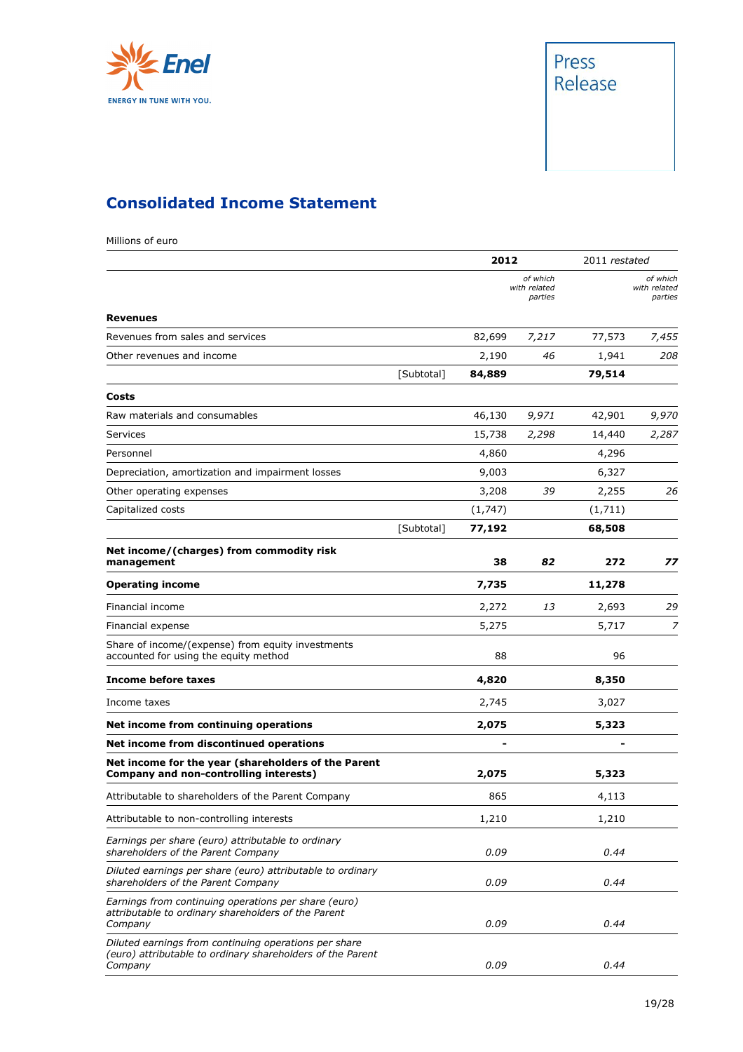## Consolidated Income Statement

Millions of euro

| | | 2012 | *of which with related parties* | 2011 *restated* | *of which with related parties* |
|---|---|---|---|---|---|
| **Revenues** | | | | | |
| Revenues from sales and services | | 82,699 | *7,217* | 77,573 | *7,455* |
| Other revenues and income | | 2,190 | *46* | 1,941 | *208* |
| | [Subtotal] | **84,889** | | **79,514** | |
| **Costs** | | | | | |
| Raw materials and consumables | | 46,130 | *9,971* | 42,901 | *9,970* |
| Services | | 15,738 | *2,298* | 14,440 | *2,287* |
| Personnel | | 4,860 | | 4,296 | |
| Depreciation, amortization and impairment losses | | 9,003 | | 6,327 | |
| Other operating expenses | | 3,208 | *39* | 2,255 | *26* |
| Capitalized costs | | (1,747) | | (1,711) | |
| | [Subtotal] | **77,192** | | **68,508** | |
| **Net income/(charges) from commodity risk management** | | **38** | ***82*** | **272** | ***77*** |
| **Operating income** | | **7,735** | | **11,278** | |
| Financial income | | 2,272 | *13* | 2,693 | *29* |
| Financial expense | | 5,275 | | 5,717 | *7* |
| Share of income/(expense) from equity investments accounted for using the equity method | | 88 | | 96 | |
| **Income before taxes** | | **4,820** | | **8,350** | |
| Income taxes | | 2,745 | | 3,027 | |
| **Net income from continuing operations** | | **2,075** | | **5,323** | |
| **Net income from discontinued operations** | | **-** | | **-** | |
| **Net income for the year (shareholders of the Parent Company and non-controlling interests)** | | **2,075** | | **5,323** | |
| Attributable to shareholders of the Parent Company | | 865 | | 4,113 | |
| Attributable to non-controlling interests | | 1,210 | | 1,210 | |
| *Earnings per share (euro) attributable to ordinary shareholders of the Parent Company* | | *0.09* | | *0.44* | |
| *Diluted earnings per share (euro) attributable to ordinary shareholders of the Parent Company* | | *0.09* | | *0.44* | |
| *Earnings from continuing operations per share (euro) attributable to ordinary shareholders of the Parent Company* | | *0.09* | | *0.44* | |
| *Diluted earnings from continuing operations per share (euro) attributable to ordinary shareholders of the Parent Company* | | *0.09* | | *0.44* | |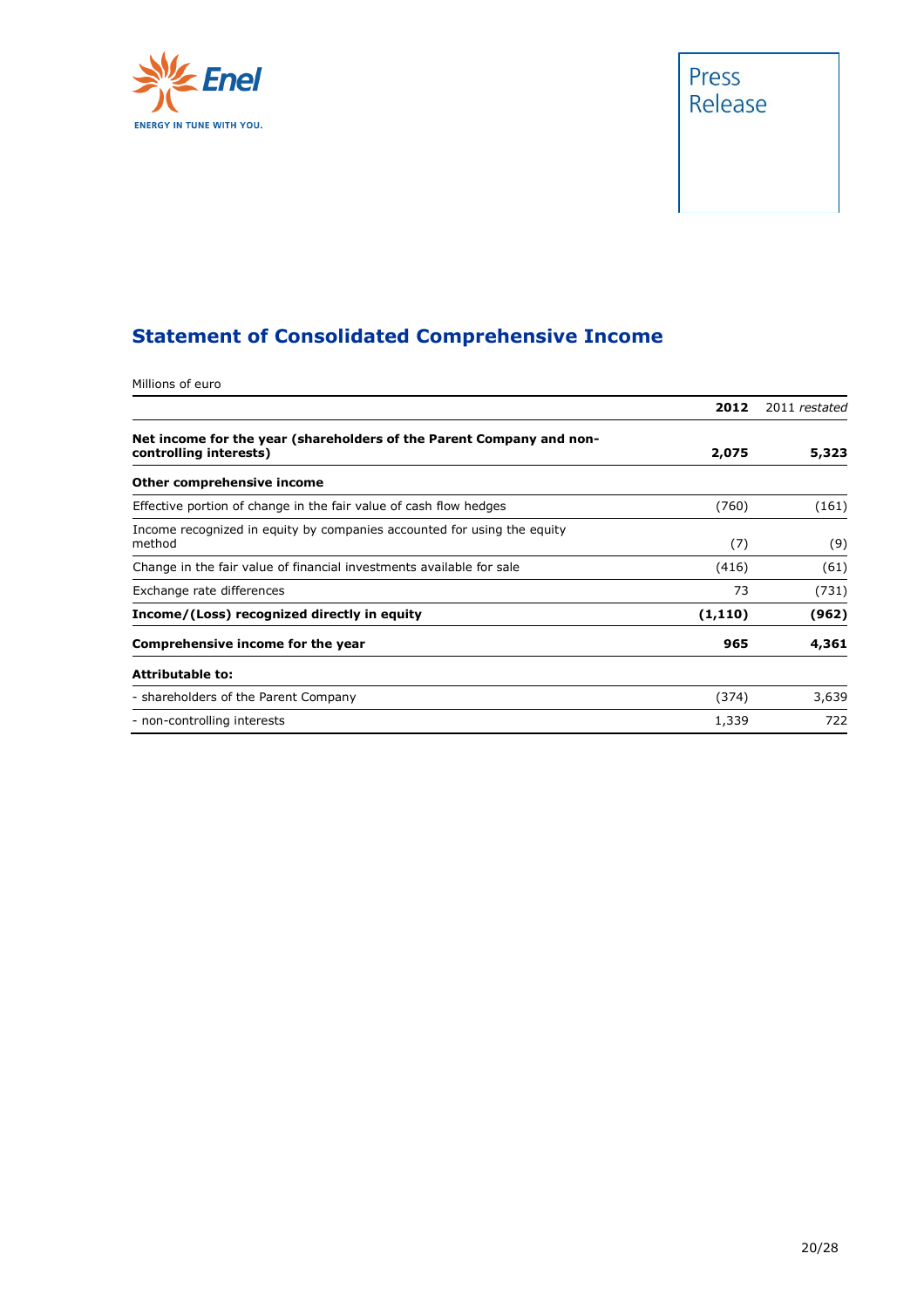## Statement of Consolidated Comprehensive Income

Millions of euro

| | **2012** | 2011 *restated* |
|---|---|---|
| **Net income for the year (shareholders of the Parent Company and non-controlling interests)** | **2,075** | **5,323** |
| **Other comprehensive income** | | |
| Effective portion of change in the fair value of cash flow hedges | (760) | (161) |
| Income recognized in equity by companies accounted for using the equity method | (7) | (9) |
| Change in the fair value of financial investments available for sale | (416) | (61) |
| Exchange rate differences | 73 | (731) |
| **Income/(Loss) recognized directly in equity** | **(1,110)** | **(962)** |
| **Comprehensive income for the year** | **965** | **4,361** |
| **Attributable to:** | | |
| - shareholders of the Parent Company | (374) | 3,639 |
| - non-controlling interests | 1,339 | 722 |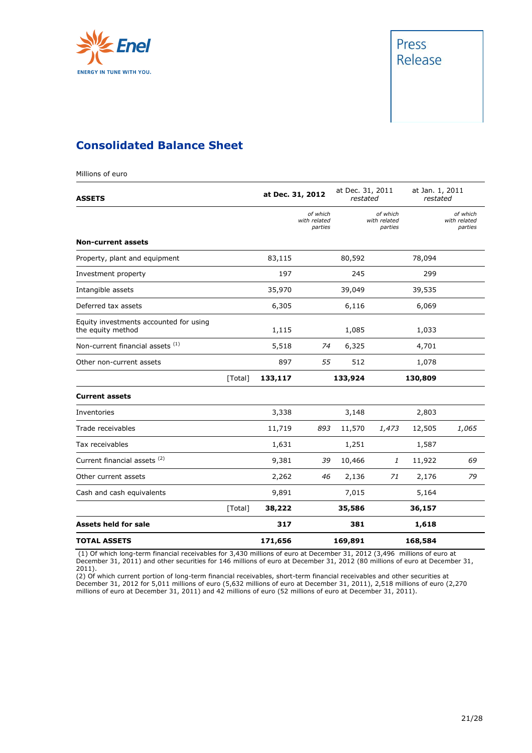Press Release

# Consolidated Balance Sheet

Millions of euro

| ASSETS | | at Dec. 31, 2012 | | at Dec. 31, 2011 *restated* | | at Jan. 1, 2011 *restated* | |
|---|---|---|---|---|---|---|---|
| | | | *of which with related parties* | | *of which with related parties* | | *of which with related parties* |
| **Non-current assets** | | | | | | | |
| Property, plant and equipment | | 83,115 | | 80,592 | | 78,094 | |
| Investment property | | 197 | | 245 | | 299 | |
| Intangible assets | | 35,970 | | 39,049 | | 39,535 | |
| Deferred tax assets | | 6,305 | | 6,116 | | 6,069 | |
| Equity investments accounted for using the equity method | | 1,115 | | 1,085 | | 1,033 | |
| Non-current financial assets (1) | | 5,518 | *74* | 6,325 | | 4,701 | |
| Other non-current assets | | 897 | *55* | 512 | | 1,078 | |
| | [Total] | **133,117** | | **133,924** | | **130,809** | |
| **Current assets** | | | | | | | |
| Inventories | | 3,338 | | 3,148 | | 2,803 | |
| Trade receivables | | 11,719 | *893* | 11,570 | *1,473* | 12,505 | *1,065* |
| Tax receivables | | 1,631 | | 1,251 | | 1,587 | |
| Current financial assets (2) | | 9,381 | *39* | 10,466 | *1* | 11,922 | *69* |
| Other current assets | | 2,262 | *46* | 2,136 | *71* | 2,176 | *79* |
| Cash and cash equivalents | | 9,891 | | 7,015 | | 5,164 | |
| | [Total] | **38,222** | | **35,586** | | **36,157** | |
| **Assets held for sale** | | **317** | | **381** | | **1,618** | |
| **TOTAL ASSETS** | | **171,656** | | **169,891** | | **168,584** | |

(1) Of which long-term financial receivables for 3,430 millions of euro at December 31, 2012 (3,496 millions of euro at December 31, 2011) and other securities for 146 millions of euro at December 31, 2012 (80 millions of euro at December 31, 2011).

(2) Of which current portion of long-term financial receivables, short-term financial receivables and other securities at December 31, 2012 for 5,011 millions of euro (5,632 millions of euro at December 31, 2011), 2,518 millions of euro (2,270 millions of euro at December 31, 2011) and 42 millions of euro (52 millions of euro at December 31, 2011).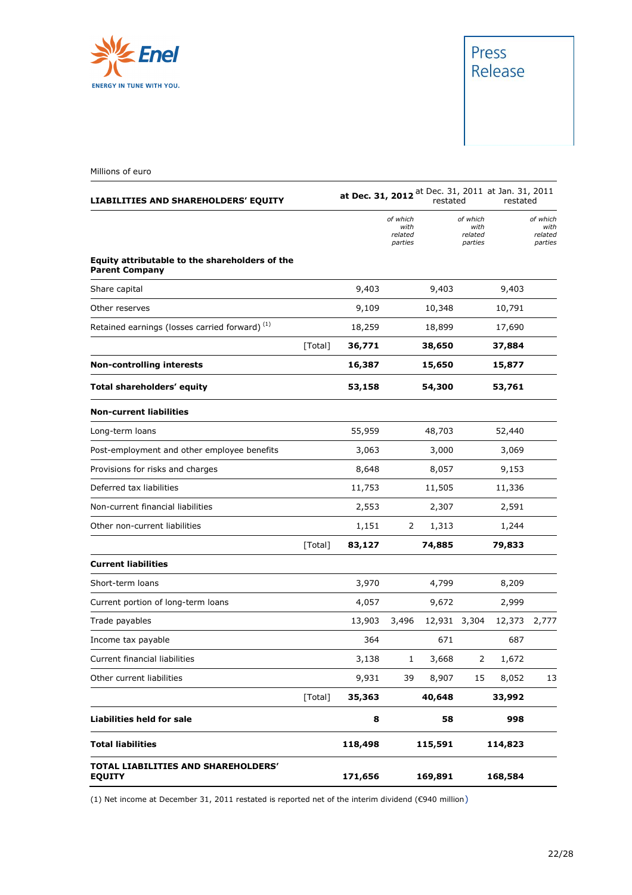Millions of euro

| LIABILITIES AND SHAREHOLDERS' EQUITY | | at Dec. 31, 2012 | | at Dec. 31, 2011 restated | | at Jan. 31, 2011 restated | |
|---|---|---|---|---|---|---|---|
| | | | *of which with related parties* | | *of which with related parties* | | *of which with related parties* |
| **Equity attributable to the shareholders of the Parent Company** | | | | | | | |
| Share capital | | 9,403 | | 9,403 | | 9,403 | |
| Other reserves | | 9,109 | | 10,348 | | 10,791 | |
| Retained earnings (losses carried forward) [(1)] | | 18,259 | | 18,899 | | 17,690 | |
| | [Total] | **36,771** | | **38,650** | | **37,884** | |
| **Non-controlling interests** | | **16,387** | | **15,650** | | **15,877** | |
| **Total shareholders' equity** | | **53,158** | | **54,300** | | **53,761** | |
| **Non-current liabilities** | | | | | | | |
| Long-term loans | | 55,959 | | 48,703 | | 52,440 | |
| Post-employment and other employee benefits | | 3,063 | | 3,000 | | 3,069 | |
| Provisions for risks and charges | | 8,648 | | 8,057 | | 9,153 | |
| Deferred tax liabilities | | 11,753 | | 11,505 | | 11,336 | |
| Non-current financial liabilities | | 2,553 | | 2,307 | | 2,591 | |
| Other non-current liabilities | | 1,151 | 2 | 1,313 | | 1,244 | |
| | [Total] | **83,127** | | **74,885** | | **79,833** | |
| **Current liabilities** | | | | | | | |
| Short-term loans | | 3,970 | | 4,799 | | 8,209 | |
| Current portion of long-term loans | | 4,057 | | 9,672 | | 2,999 | |
| Trade payables | | 13,903 | 3,496 | 12,931 | 3,304 | 12,373 | 2,777 |
| Income tax payable | | 364 | | 671 | | 687 | |
| Current financial liabilities | | 3,138 | 1 | 3,668 | 2 | 1,672 | |
| Other current liabilities | | 9,931 | 39 | 8,907 | 15 | 8,052 | 13 |
| | [Total] | **35,363** | | **40,648** | | **33,992** | |
| **Liabilities held for sale** | | **8** | | **58** | | **998** | |
| **Total liabilities** | | **118,498** | | **115,591** | | **114,823** | |
| **TOTAL LIABILITIES AND SHAREHOLDERS' EQUITY** | | **171,656** | | **169,891** | | **168,584** | |

(1) Net income at December 31, 2011 restated is reported net of the interim dividend (€940 million)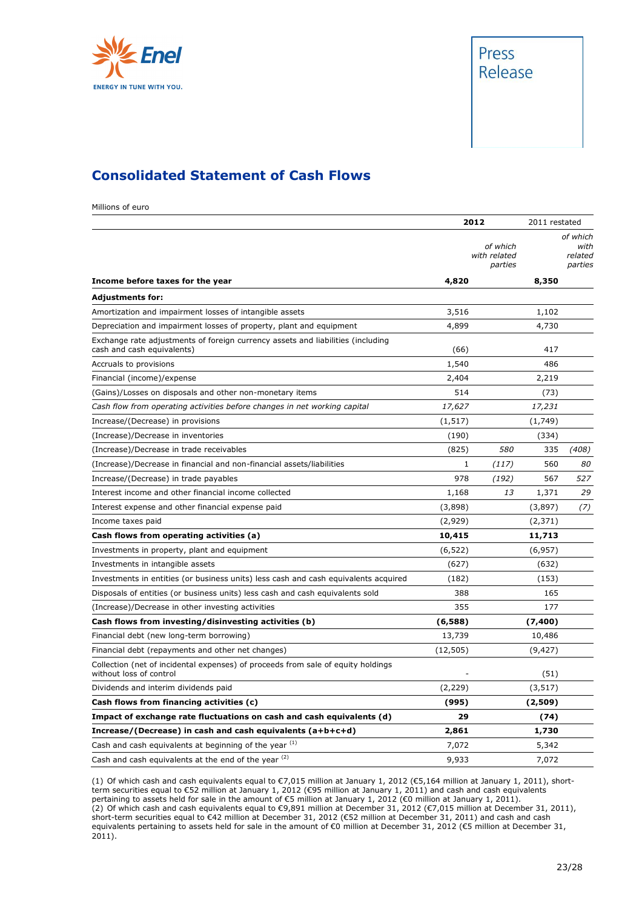# Consolidated Statement of Cash Flows

Millions of euro

| | 2012 | | 2011 restated | |
|---|---|---|---|---|
| | | *of which with related parties* | | *of which with related parties* |
| **Income before taxes for the year** | **4,820** | | **8,350** | |
| **Adjustments for:** | | | | |
| Amortization and impairment losses of intangible assets | 3,516 | | 1,102 | |
| Depreciation and impairment losses of property, plant and equipment | 4,899 | | 4,730 | |
| Exchange rate adjustments of foreign currency assets and liabilities (including cash and cash equivalents) | (66) | | 417 | |
| Accruals to provisions | 1,540 | | 486 | |
| Financial (income)/expense | 2,404 | | 2,219 | |
| (Gains)/Losses on disposals and other non-monetary items | 514 | | (73) | |
| *Cash flow from operating activities before changes in net working capital* | *17,627* | | *17,231* | |
| Increase/(Decrease) in provisions | (1,517) | | (1,749) | |
| (Increase)/Decrease in inventories | (190) | | (334) | |
| (Increase)/Decrease in trade receivables | (825) | *580* | 335 | *(408)* |
| (Increase)/Decrease in financial and non-financial assets/liabilities | 1 | *(117)* | 560 | *80* |
| Increase/(Decrease) in trade payables | 978 | *(192)* | 567 | *527* |
| Interest income and other financial income collected | 1,168 | *13* | 1,371 | *29* |
| Interest expense and other financial expense paid | (3,898) | | (3,897) | *(7)* |
| Income taxes paid | (2,929) | | (2,371) | |
| **Cash flows from operating activities (a)** | **10,415** | | **11,713** | |
| Investments in property, plant and equipment | (6,522) | | (6,957) | |
| Investments in intangible assets | (627) | | (632) | |
| Investments in entities (or business units) less cash and cash equivalents acquired | (182) | | (153) | |
| Disposals of entities (or business units) less cash and cash equivalents sold | 388 | | 165 | |
| (Increase)/Decrease in other investing activities | 355 | | 177 | |
| **Cash flows from investing/disinvesting activities (b)** | **(6,588)** | | **(7,400)** | |
| Financial debt (new long-term borrowing) | 13,739 | | 10,486 | |
| Financial debt (repayments and other net changes) | (12,505) | | (9,427) | |
| Collection (net of incidental expenses) of proceeds from sale of equity holdings without loss of control | - | | (51) | |
| Dividends and interim dividends paid | (2,229) | | (3,517) | |
| **Cash flows from financing activities (c)** | **(995)** | | **(2,509)** | |
| **Impact of exchange rate fluctuations on cash and cash equivalents (d)** | **29** | | **(74)** | |
| **Increase/(Decrease) in cash and cash equivalents (a+b+c+d)** | **2,861** | | **1,730** | |
| Cash and cash equivalents at beginning of the year [1] | 7,072 | | 5,342 | |
| Cash and cash equivalents at the end of the year [2] | 9,933 | | 7,072 | |

(1) Of which cash and cash equivalents equal to €7,015 million at January 1, 2012 (€5,164 million at January 1, 2011), short-term securities equal to €52 million at January 1, 2012 (€95 million at January 1, 2011) and cash and cash equivalents pertaining to assets held for sale in the amount of €5 million at January 1, 2012 (€0 million at January 1, 2011).
(2) Of which cash and cash equivalents equal to €9,891 million at December 31, 2012 (€7,015 million at December 31, 2011), short-term securities equal to €42 million at December 31, 2012 (€52 million at December 31, 2011) and cash and cash equivalents pertaining to assets held for sale in the amount of €0 million at December 31, 2012 (€5 million at December 31, 2011).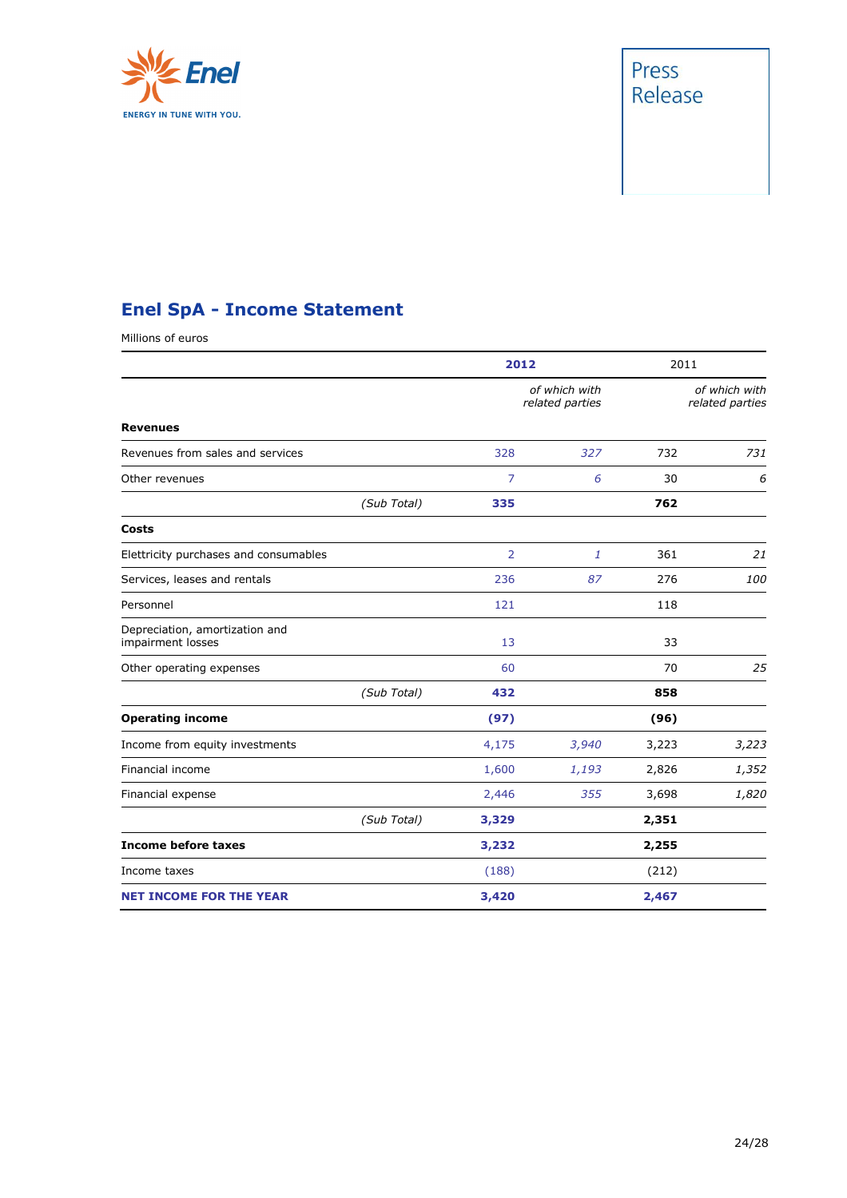## Enel SpA - Income Statement

Millions of euros

| | | 2012 | | 2011 | |
|---|---|---|---|---|---|
| | | | *of which with related parties* | | *of which with related parties* |
| **Revenues** | | | | | |
| Revenues from sales and services | | 328 | *327* | 732 | *731* |
| Other revenues | | 7 | *6* | 30 | *6* |
| | *(Sub Total)* | **335** | | **762** | |
| **Costs** | | | | | |
| Elettricity purchases and consumables | | 2 | *1* | 361 | *21* |
| Services, leases and rentals | | 236 | *87* | 276 | *100* |
| Personnel | | 121 | | 118 | |
| Depreciation, amortization and impairment losses | | 13 | | 33 | |
| Other operating expenses | | 60 | | 70 | *25* |
| | *(Sub Total)* | **432** | | **858** | |
| **Operating income** | | **(97)** | | **(96)** | |
| Income from equity investments | | 4,175 | *3,940* | 3,223 | *3,223* |
| Financial income | | 1,600 | *1,193* | 2,826 | *1,352* |
| Financial expense | | 2,446 | *355* | 3,698 | *1,820* |
| | *(Sub Total)* | **3,329** | | **2,351** | |
| **Income before taxes** | | **3,232** | | **2,255** | |
| Income taxes | | (188) | | (212) | |
| **NET INCOME FOR THE YEAR** | | **3,420** | | **2,467** | |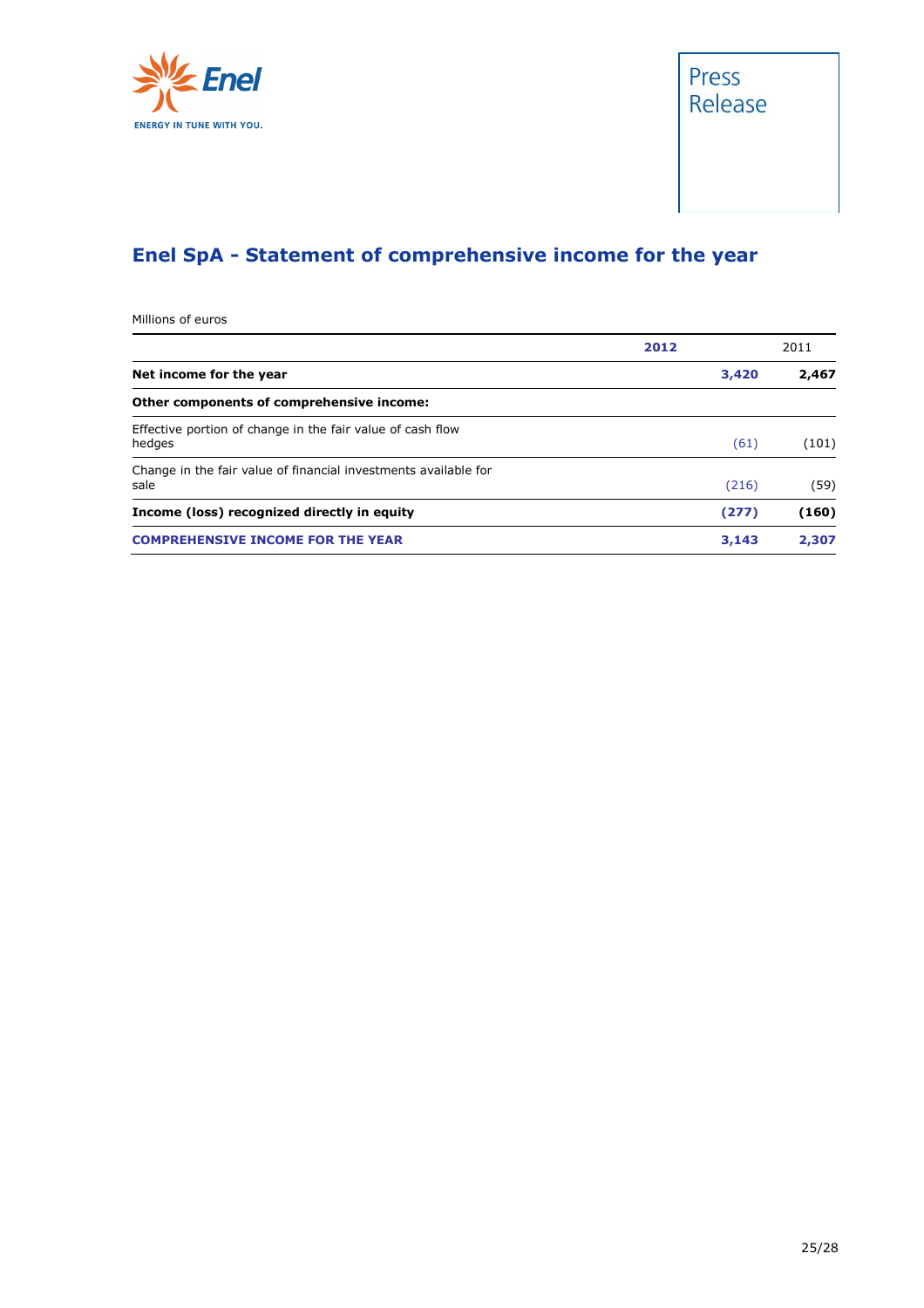## Enel SpA - Statement of comprehensive income for the year

Millions of euros

| | 2012 | 2011 |
|---|---|---|
| **Net income for the year** | **3,420** | **2,467** |
| **Other components of comprehensive income:** | | |
| Effective portion of change in the fair value of cash flow hedges | (61) | (101) |
| Change in the fair value of financial investments available for sale | (216) | (59) |
| **Income (loss) recognized directly in equity** | **(277)** | **(160)** |
| **COMPREHENSIVE INCOME FOR THE YEAR** | **3,143** | **2,307** |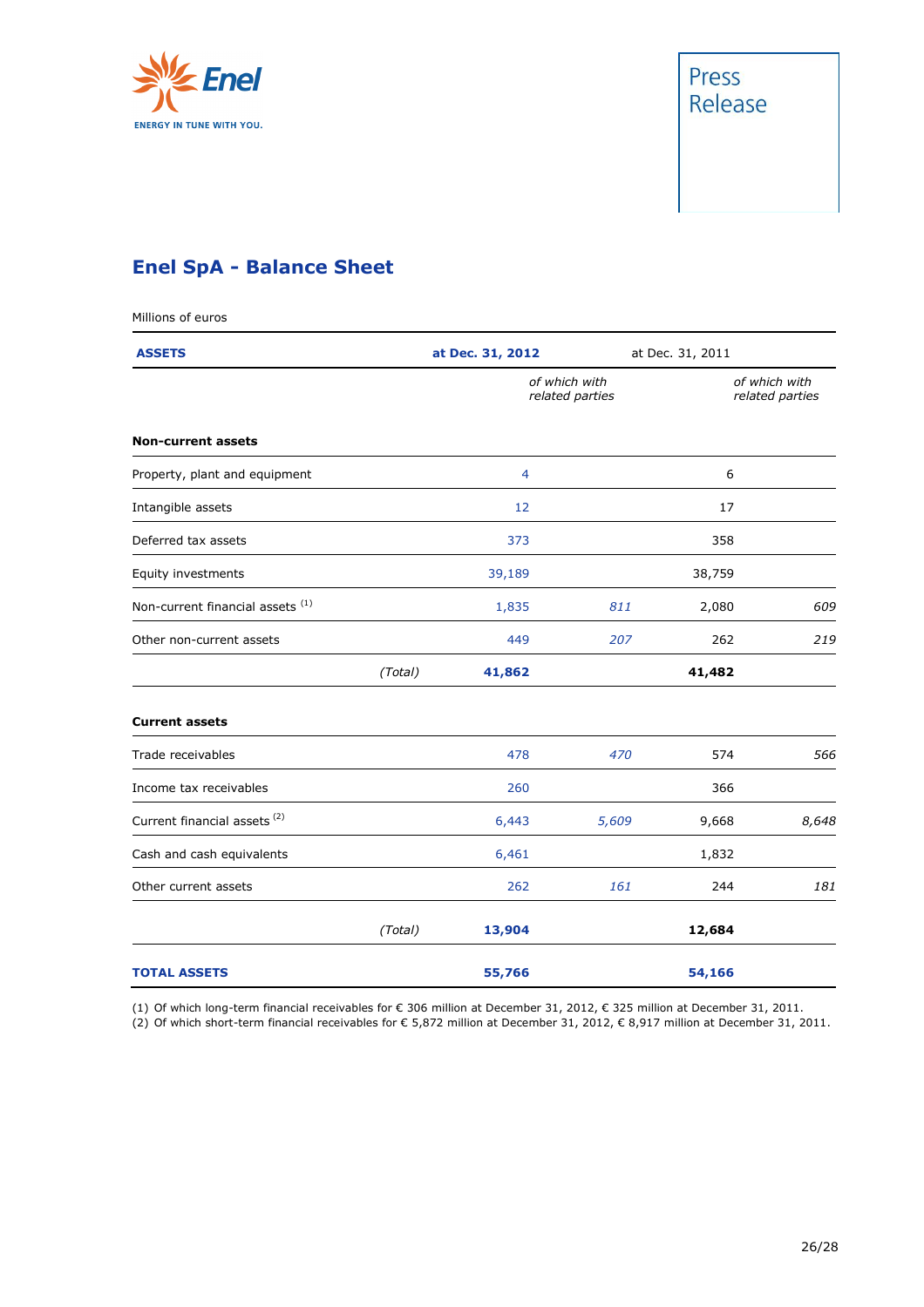Press Release

## Enel SpA - Balance Sheet

Millions of euros

| ASSETS | | at Dec. 31, 2012 | | at Dec. 31, 2011 | |
|---|---|---|---|---|---|
| | | | *of which with related parties* | | *of which with related parties* |
| **Non-current assets** | | | | | |
| Property, plant and equipment | | 4 | | 6 | |
| Intangible assets | | 12 | | 17 | |
| Deferred tax assets | | 373 | | 358 | |
| Equity investments | | 39,189 | | 38,759 | |
| Non-current financial assets (1) | | 1,835 | *811* | 2,080 | *609* |
| Other non-current assets | | 449 | *207* | 262 | *219* |
| | *(Total)* | **41,862** | | **41,482** | |
| **Current assets** | | | | | |
| Trade receivables | | 478 | *470* | 574 | *566* |
| Income tax receivables | | 260 | | 366 | |
| Current financial assets (2) | | 6,443 | *5,609* | 9,668 | *8,648* |
| Cash and cash equivalents | | 6,461 | | 1,832 | |
| Other current assets | | 262 | *161* | 244 | *181* |
| | *(Total)* | **13,904** | | **12,684** | |
| **TOTAL ASSETS** | | **55,766** | | **54,166** | |

(1) Of which long-term financial receivables for € 306 million at December 31, 2012, € 325 million at December 31, 2011.
(2) Of which short-term financial receivables for € 5,872 million at December 31, 2012, € 8,917 million at December 31, 2011.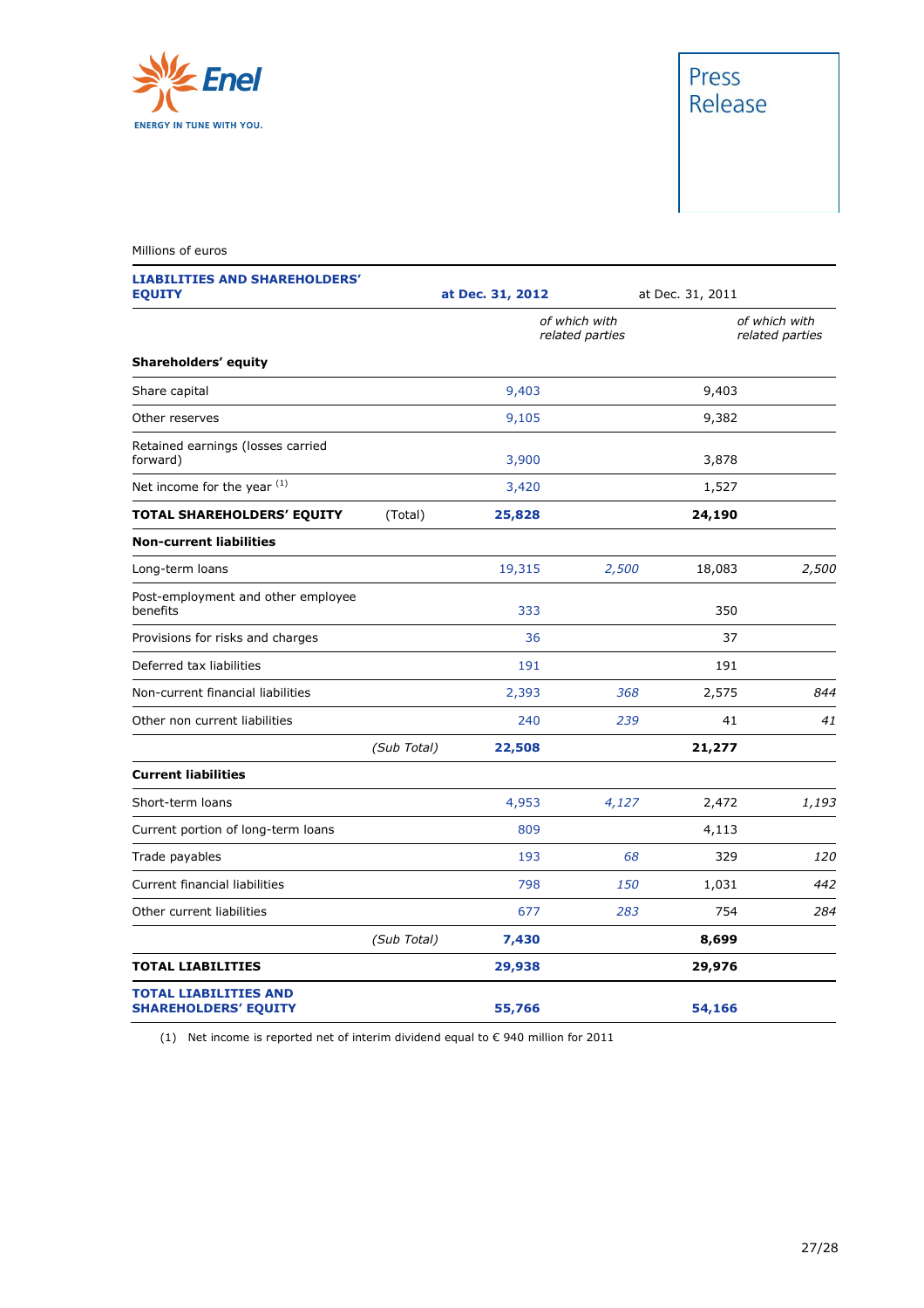Press Release

Millions of euros

| LIABILITIES AND SHAREHOLDERS' EQUITY | | at Dec. 31, 2012 | | at Dec. 31, 2011 | |
|---|---|---|---|---|---|
| | | | *of which with related parties* | | *of which with related parties* |
| **Shareholders' equity** | | | | | |
| Share capital | | 9,403 | | 9,403 | |
| Other reserves | | 9,105 | | 9,382 | |
| Retained earnings (losses carried forward) | | 3,900 | | 3,878 | |
| Net income for the year [1] | | 3,420 | | 1,527 | |
| **TOTAL SHAREHOLDERS' EQUITY** | (Total) | **25,828** | | **24,190** | |
| **Non-current liabilities** | | | | | |
| Long-term loans | | 19,315 | *2,500* | 18,083 | *2,500* |
| Post-employment and other employee benefits | | 333 | | 350 | |
| Provisions for risks and charges | | 36 | | 37 | |
| Deferred tax liabilities | | 191 | | 191 | |
| Non-current financial liabilities | | 2,393 | *368* | 2,575 | *844* |
| Other non current liabilities | | 240 | *239* | 41 | *41* |
| | *(Sub Total)* | **22,508** | | **21,277** | |
| **Current liabilities** | | | | | |
| Short-term loans | | 4,953 | *4,127* | 2,472 | *1,193* |
| Current portion of long-term loans | | 809 | | 4,113 | |
| Trade payables | | 193 | *68* | 329 | *120* |
| Current financial liabilities | | 798 | *150* | 1,031 | *442* |
| Other current liabilities | | 677 | *283* | 754 | *284* |
| | *(Sub Total)* | **7,430** | | **8,699** | |
| **TOTAL LIABILITIES** | | **29,938** | | **29,976** | |
| **TOTAL LIABILITIES AND SHAREHOLDERS' EQUITY** | | **55,766** | | **54,166** | |

(1) Net income is reported net of interim dividend equal to € 940 million for 2011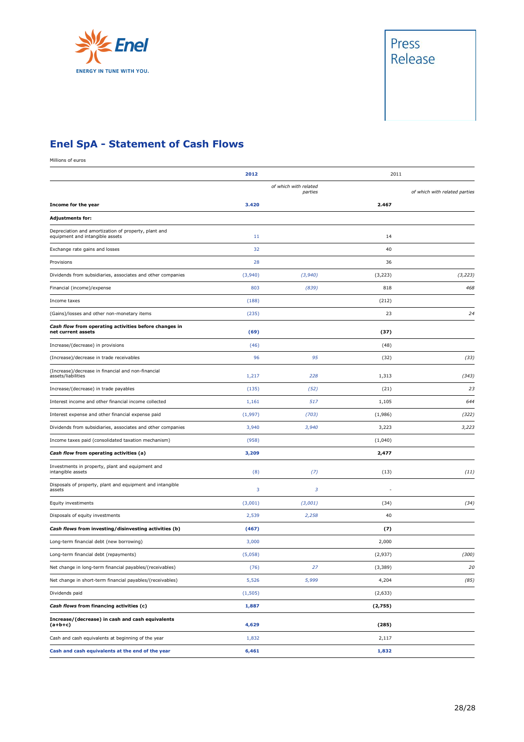## Enel SpA - Statement of Cash Flows

Millions of euros

| | 2012 | | 2011 | |
|---|---|---|---|---|
| | | *of which with related parties* | | *of which with related parties* |
| **Income for the year** | **3.420** | | **2.467** | |
| **Adjustments for:** | | | | |
| Depreciation and amortization of property, plant and equipment and intangible assets | 11 | | 14 | |
| Exchange rate gains and losses | 32 | | 40 | |
| Provisions | 28 | | 36 | |
| Dividends from subsidiaries, associates and other companies | (3,940) | *(3,940)* | (3,223) | *(3,223)* |
| Financial (income)/expense | 803 | *(839)* | 818 | *468* |
| Income taxes | (188) | | (212) | |
| (Gains)/losses and other non-monetary items | (235) | | 23 | *24* |
| ***Cash flow* from operating activities before changes in net current assets** | **(69)** | | **(37)** | |
| Increase/(decrease) in provisions | (46) | | (48) | |
| (Increase)/decrease in trade receivables | 96 | *95* | (32) | *(33)* |
| (Increase)/decrease in financial and non-financial assets/liabilities | 1,217 | *228* | 1,313 | *(343)* |
| Increase/(decrease) in trade payables | (135) | *(52)* | (21) | *23* |
| Interest income and other financial income collected | 1,161 | *517* | 1,105 | *644* |
| Interest expense and other financial expense paid | (1,997) | *(703)* | (1,986) | *(322)* |
| Dividends from subsidiaries, associates and other companies | 3,940 | *3,940* | 3,223 | *3,223* |
| Income taxes paid (consolidated taxation mechanism) | (958) | | (1,040) | |
| ***Cash flow* from operating activities (a)** | **3,209** | | **2,477** | |
| Investments in property, plant and equipment and intangible assets | (8) | *(7)* | (13) | *(11)* |
| Disposals of property, plant and equipment and intangible assets | 3 | *3* | - | |
| Equity investments | (3,001) | *(3,001)* | (34) | *(34)* |
| Disposals of equity investments | 2,539 | *2,258* | 40 | |
| ***Cash flows* from investing/disinvesting activities (b)** | **(467)** | | **(7)** | |
| Long-term financial debt (new borrowing) | 3,000 | | 2,000 | |
| Long-term financial debt (repayments) | (5,058) | | (2,937) | *(300)* |
| Net change in long-term financial payables/(receivables) | (76) | *27* | (3,389) | *20* |
| Net change in short-term financial payables/(receivables) | 5,526 | *5,999* | 4,204 | *(85)* |
| Dividends paid | (1,505) | | (2,633) | |
| ***Cash flows* from financing activities (c)** | **1,887** | | **(2,755)** | |
| **Increase/(decrease) in cash and cash equivalents (a+b+c)** | **4,629** | | **(285)** | |
| Cash and cash equivalents at beginning of the year | 1,832 | | 2,117 | |
| **Cash and cash equivalents at the end of the year** | **6,461** | | **1,832** | |